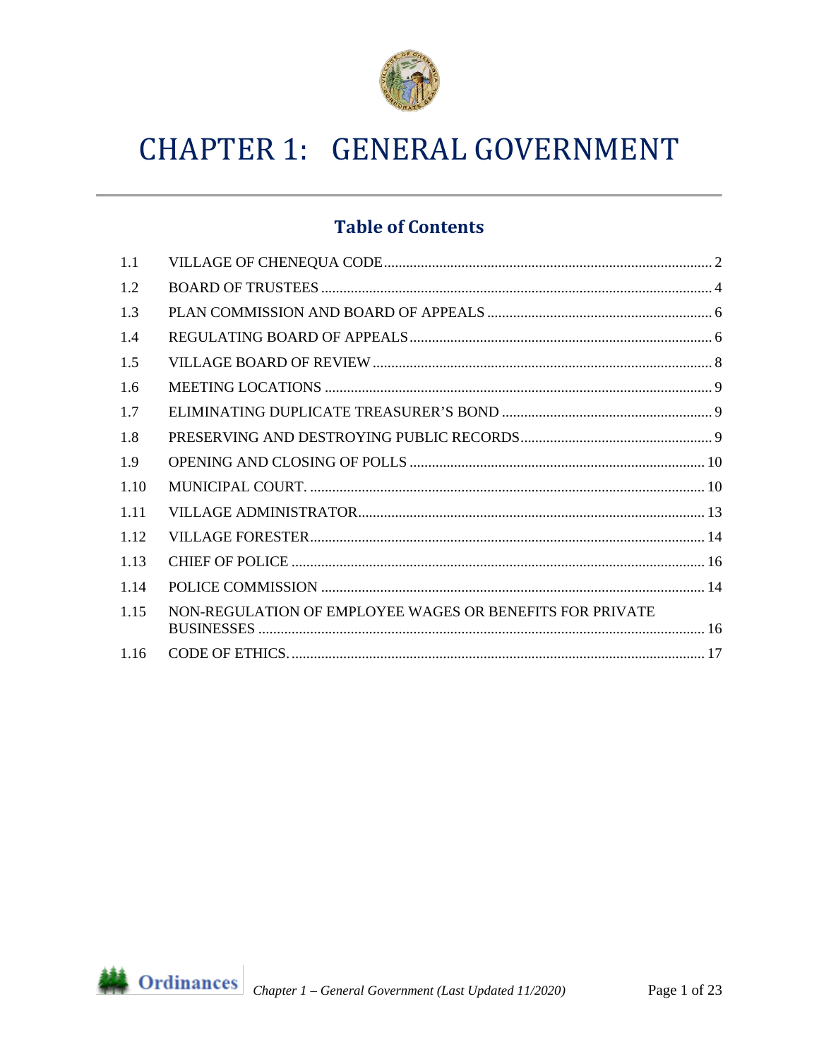# CHAPTER 1: GENERAL GOVERNMENT

## Table of Contents

| | | |
|---|---|---|
| 1.1 | VILLAGE OF CHENEQUA CODE | 2 |
| 1.2 | BOARD OF TRUSTEES | 4 |
| 1.3 | PLAN COMMISSION AND BOARD OF APPEALS | 6 |
| 1.4 | REGULATING BOARD OF APPEALS | 6 |
| 1.5 | VILLAGE BOARD OF REVIEW | 8 |
| 1.6 | MEETING LOCATIONS | 9 |
| 1.7 | ELIMINATING DUPLICATE TREASURER'S BOND | 9 |
| 1.8 | PRESERVING AND DESTROYING PUBLIC RECORDS | 9 |
| 1.9 | OPENING AND CLOSING OF POLLS | 10 |
| 1.10 | MUNICIPAL COURT. | 10 |
| 1.11 | VILLAGE ADMINISTRATOR | 13 |
| 1.12 | VILLAGE FORESTER | 14 |
| 1.13 | CHIEF OF POLICE | 16 |
| 1.14 | POLICE COMMISSION | 14 |
| 1.15 | NON-REGULATION OF EMPLOYEE WAGES OR BENEFITS FOR PRIVATE BUSINESSES | 16 |
| 1.16 | CODE OF ETHICS. | 17 |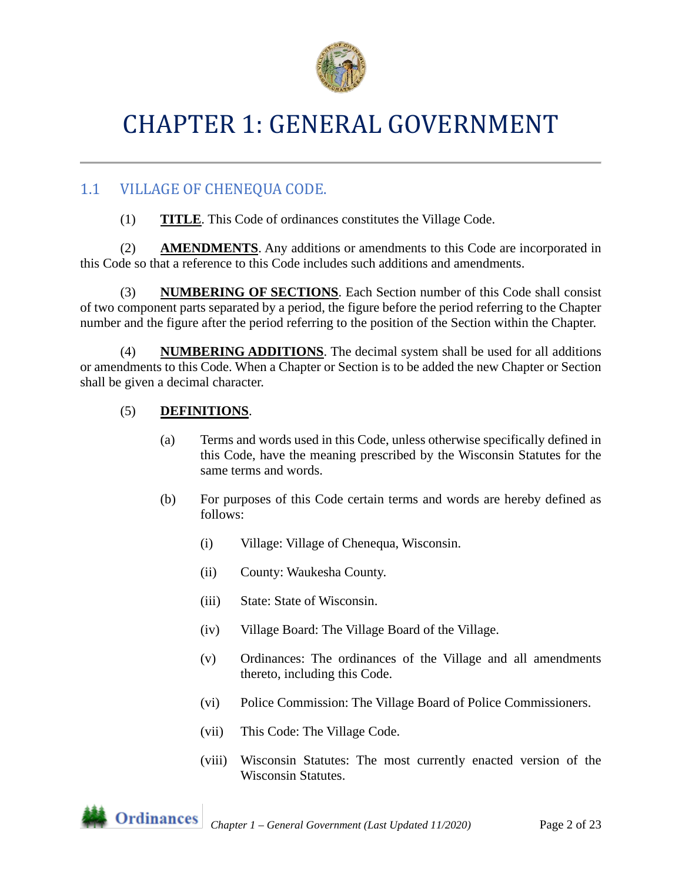# CHAPTER 1: GENERAL GOVERNMENT

## 1.1 VILLAGE OF CHENEQUA CODE.

(1) **TITLE**. This Code of ordinances constitutes the Village Code.

(2) **AMENDMENTS**. Any additions or amendments to this Code are incorporated in this Code so that a reference to this Code includes such additions and amendments.

(3) **NUMBERING OF SECTIONS**. Each Section number of this Code shall consist of two component parts separated by a period, the figure before the period referring to the Chapter number and the figure after the period referring to the position of the Section within the Chapter.

(4) **NUMBERING ADDITIONS**. The decimal system shall be used for all additions or amendments to this Code. When a Chapter or Section is to be added the new Chapter or Section shall be given a decimal character.

(5) **DEFINITIONS**.

(a) Terms and words used in this Code, unless otherwise specifically defined in this Code, have the meaning prescribed by the Wisconsin Statutes for the same terms and words.

(b) For purposes of this Code certain terms and words are hereby defined as follows:

(i) Village: Village of Chenequa, Wisconsin.

(ii) County: Waukesha County.

(iii) State: State of Wisconsin.

(iv) Village Board: The Village Board of the Village.

(v) Ordinances: The ordinances of the Village and all amendments thereto, including this Code.

(vi) Police Commission: The Village Board of Police Commissioners.

(vii) This Code: The Village Code.

(viii) Wisconsin Statutes: The most currently enacted version of the Wisconsin Statutes.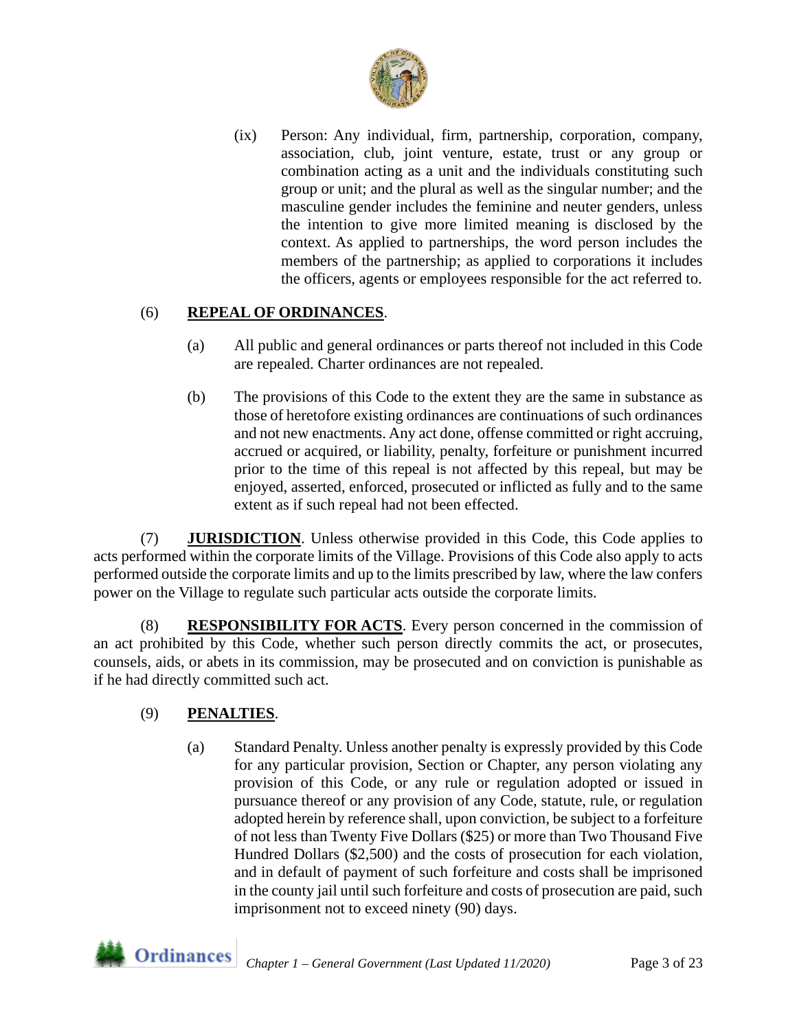(ix) Person: Any individual, firm, partnership, corporation, company, association, club, joint venture, estate, trust or any group or combination acting as a unit and the individuals constituting such group or unit; and the plural as well as the singular number; and the masculine gender includes the feminine and neuter genders, unless the intention to give more limited meaning is disclosed by the context. As applied to partnerships, the word person includes the members of the partnership; as applied to corporations it includes the officers, agents or employees responsible for the act referred to.

(6) **REPEAL OF ORDINANCES**.

(a) All public and general ordinances or parts thereof not included in this Code are repealed. Charter ordinances are not repealed.

(b) The provisions of this Code to the extent they are the same in substance as those of heretofore existing ordinances are continuations of such ordinances and not new enactments. Any act done, offense committed or right accruing, accrued or acquired, or liability, penalty, forfeiture or punishment incurred prior to the time of this repeal is not affected by this repeal, but may be enjoyed, asserted, enforced, prosecuted or inflicted as fully and to the same extent as if such repeal had not been effected.

(7) **JURISDICTION**. Unless otherwise provided in this Code, this Code applies to acts performed within the corporate limits of the Village. Provisions of this Code also apply to acts performed outside the corporate limits and up to the limits prescribed by law, where the law confers power on the Village to regulate such particular acts outside the corporate limits.

(8) **RESPONSIBILITY FOR ACTS**. Every person concerned in the commission of an act prohibited by this Code, whether such person directly commits the act, or prosecutes, counsels, aids, or abets in its commission, may be prosecuted and on conviction is punishable as if he had directly committed such act.

(9) **PENALTIES**.

(a) Standard Penalty. Unless another penalty is expressly provided by this Code for any particular provision, Section or Chapter, any person violating any provision of this Code, or any rule or regulation adopted or issued in pursuance thereof or any provision of any Code, statute, rule, or regulation adopted herein by reference shall, upon conviction, be subject to a forfeiture of not less than Twenty Five Dollars ($25) or more than Two Thousand Five Hundred Dollars ($2,500) and the costs of prosecution for each violation, and in default of payment of such forfeiture and costs shall be imprisoned in the county jail until such forfeiture and costs of prosecution are paid, such imprisonment not to exceed ninety (90) days.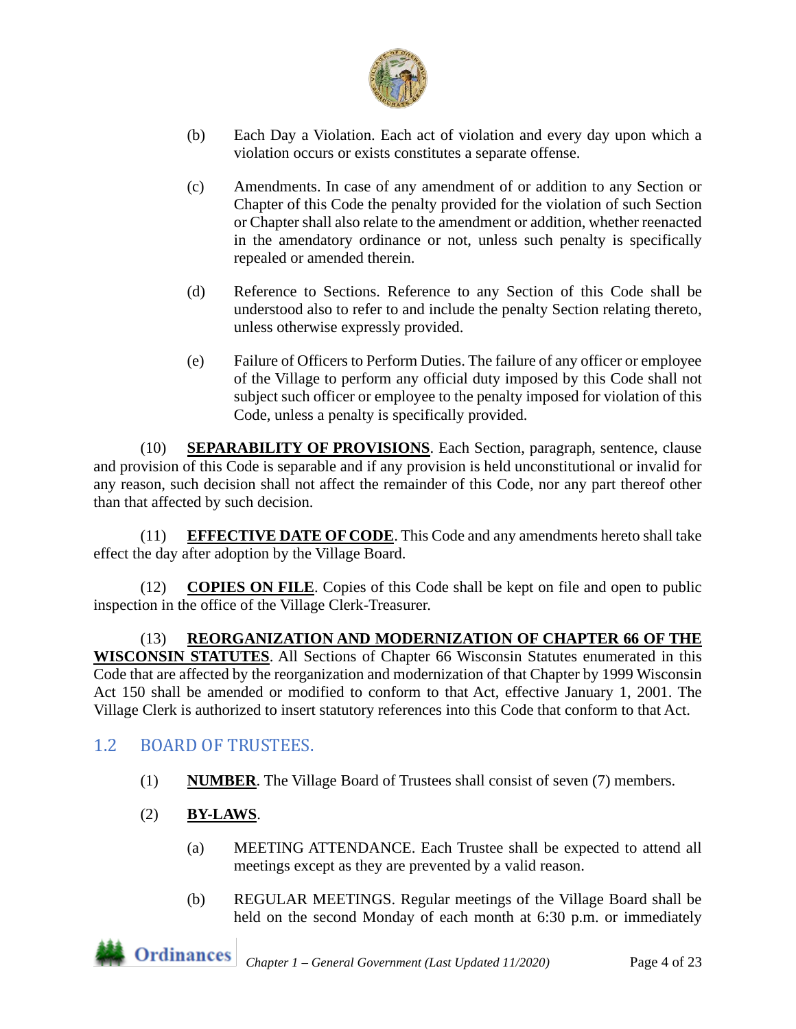(b) Each Day a Violation. Each act of violation and every day upon which a violation occurs or exists constitutes a separate offense.

(c) Amendments. In case of any amendment of or addition to any Section or Chapter of this Code the penalty provided for the violation of such Section or Chapter shall also relate to the amendment or addition, whether reenacted in the amendatory ordinance or not, unless such penalty is specifically repealed or amended therein.

(d) Reference to Sections. Reference to any Section of this Code shall be understood also to refer to and include the penalty Section relating thereto, unless otherwise expressly provided.

(e) Failure of Officers to Perform Duties. The failure of any officer or employee of the Village to perform any official duty imposed by this Code shall not subject such officer or employee to the penalty imposed for violation of this Code, unless a penalty is specifically provided.

(10) **SEPARABILITY OF PROVISIONS**. Each Section, paragraph, sentence, clause and provision of this Code is separable and if any provision is held unconstitutional or invalid for any reason, such decision shall not affect the remainder of this Code, nor any part thereof other than that affected by such decision.

(11) **EFFECTIVE DATE OF CODE**. This Code and any amendments hereto shall take effect the day after adoption by the Village Board.

(12) **COPIES ON FILE**. Copies of this Code shall be kept on file and open to public inspection in the office of the Village Clerk-Treasurer.

(13) **REORGANIZATION AND MODERNIZATION OF CHAPTER 66 OF THE WISCONSIN STATUTES**. All Sections of Chapter 66 Wisconsin Statutes enumerated in this Code that are affected by the reorganization and modernization of that Chapter by 1999 Wisconsin Act 150 shall be amended or modified to conform to that Act, effective January 1, 2001. The Village Clerk is authorized to insert statutory references into this Code that conform to that Act.

## 1.2 BOARD OF TRUSTEES.

(1) **NUMBER**. The Village Board of Trustees shall consist of seven (7) members.

(2) **BY-LAWS**.

(a) MEETING ATTENDANCE. Each Trustee shall be expected to attend all meetings except as they are prevented by a valid reason.

(b) REGULAR MEETINGS. Regular meetings of the Village Board shall be held on the second Monday of each month at 6:30 p.m. or immediately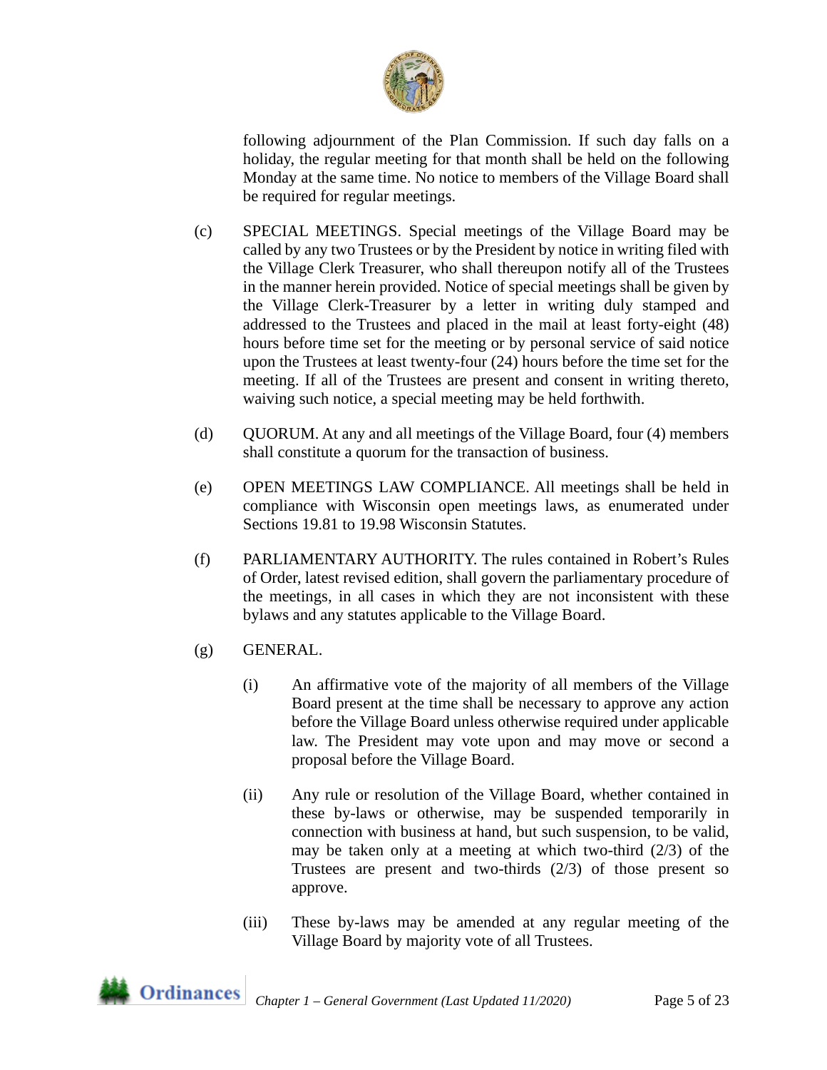following adjournment of the Plan Commission. If such day falls on a holiday, the regular meeting for that month shall be held on the following Monday at the same time. No notice to members of the Village Board shall be required for regular meetings.

(c) SPECIAL MEETINGS. Special meetings of the Village Board may be called by any two Trustees or by the President by notice in writing filed with the Village Clerk Treasurer, who shall thereupon notify all of the Trustees in the manner herein provided. Notice of special meetings shall be given by the Village Clerk-Treasurer by a letter in writing duly stamped and addressed to the Trustees and placed in the mail at least forty-eight (48) hours before time set for the meeting or by personal service of said notice upon the Trustees at least twenty-four (24) hours before the time set for the meeting. If all of the Trustees are present and consent in writing thereto, waiving such notice, a special meeting may be held forthwith.

(d) QUORUM. At any and all meetings of the Village Board, four (4) members shall constitute a quorum for the transaction of business.

(e) OPEN MEETINGS LAW COMPLIANCE. All meetings shall be held in compliance with Wisconsin open meetings laws, as enumerated under Sections 19.81 to 19.98 Wisconsin Statutes.

(f) PARLIAMENTARY AUTHORITY. The rules contained in Robert's Rules of Order, latest revised edition, shall govern the parliamentary procedure of the meetings, in all cases in which they are not inconsistent with these bylaws and any statutes applicable to the Village Board.

(g) GENERAL.

(i) An affirmative vote of the majority of all members of the Village Board present at the time shall be necessary to approve any action before the Village Board unless otherwise required under applicable law. The President may vote upon and may move or second a proposal before the Village Board.

(ii) Any rule or resolution of the Village Board, whether contained in these by-laws or otherwise, may be suspended temporarily in connection with business at hand, but such suspension, to be valid, may be taken only at a meeting at which two-third (2/3) of the Trustees are present and two-thirds (2/3) of those present so approve.

(iii) These by-laws may be amended at any regular meeting of the Village Board by majority vote of all Trustees.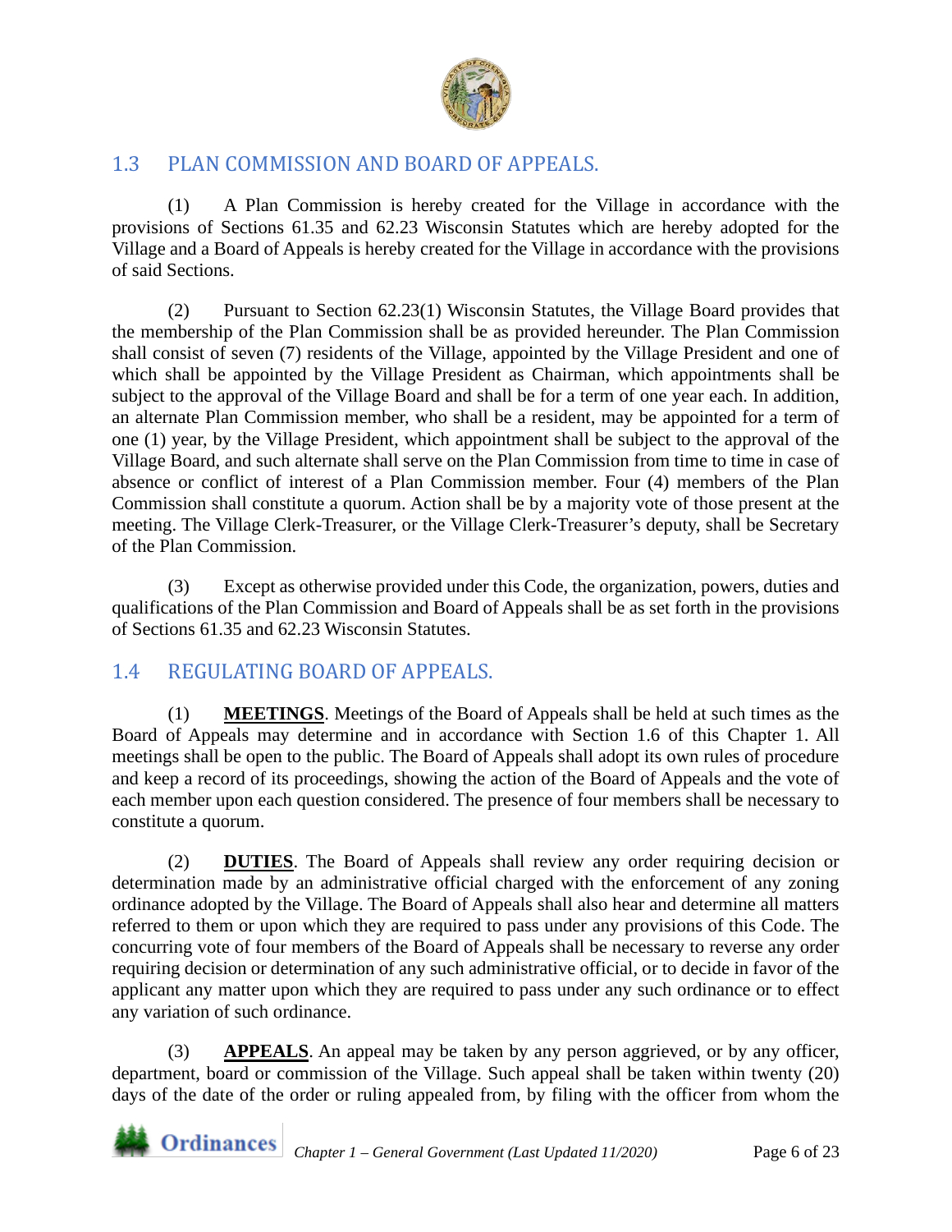## 1.3 PLAN COMMISSION AND BOARD OF APPEALS.

(1) A Plan Commission is hereby created for the Village in accordance with the provisions of Sections 61.35 and 62.23 Wisconsin Statutes which are hereby adopted for the Village and a Board of Appeals is hereby created for the Village in accordance with the provisions of said Sections.

(2) Pursuant to Section 62.23(1) Wisconsin Statutes, the Village Board provides that the membership of the Plan Commission shall be as provided hereunder. The Plan Commission shall consist of seven (7) residents of the Village, appointed by the Village President and one of which shall be appointed by the Village President as Chairman, which appointments shall be subject to the approval of the Village Board and shall be for a term of one year each. In addition, an alternate Plan Commission member, who shall be a resident, may be appointed for a term of one (1) year, by the Village President, which appointment shall be subject to the approval of the Village Board, and such alternate shall serve on the Plan Commission from time to time in case of absence or conflict of interest of a Plan Commission member. Four (4) members of the Plan Commission shall constitute a quorum. Action shall be by a majority vote of those present at the meeting. The Village Clerk-Treasurer, or the Village Clerk-Treasurer's deputy, shall be Secretary of the Plan Commission.

(3) Except as otherwise provided under this Code, the organization, powers, duties and qualifications of the Plan Commission and Board of Appeals shall be as set forth in the provisions of Sections 61.35 and 62.23 Wisconsin Statutes.

## 1.4 REGULATING BOARD OF APPEALS.

(1) **MEETINGS**. Meetings of the Board of Appeals shall be held at such times as the Board of Appeals may determine and in accordance with Section 1.6 of this Chapter 1. All meetings shall be open to the public. The Board of Appeals shall adopt its own rules of procedure and keep a record of its proceedings, showing the action of the Board of Appeals and the vote of each member upon each question considered. The presence of four members shall be necessary to constitute a quorum.

(2) **DUTIES**. The Board of Appeals shall review any order requiring decision or determination made by an administrative official charged with the enforcement of any zoning ordinance adopted by the Village. The Board of Appeals shall also hear and determine all matters referred to them or upon which they are required to pass under any provisions of this Code. The concurring vote of four members of the Board of Appeals shall be necessary to reverse any order requiring decision or determination of any such administrative official, or to decide in favor of the applicant any matter upon which they are required to pass under any such ordinance or to effect any variation of such ordinance.

(3) **APPEALS**. An appeal may be taken by any person aggrieved, or by any officer, department, board or commission of the Village. Such appeal shall be taken within twenty (20) days of the date of the order or ruling appealed from, by filing with the officer from whom the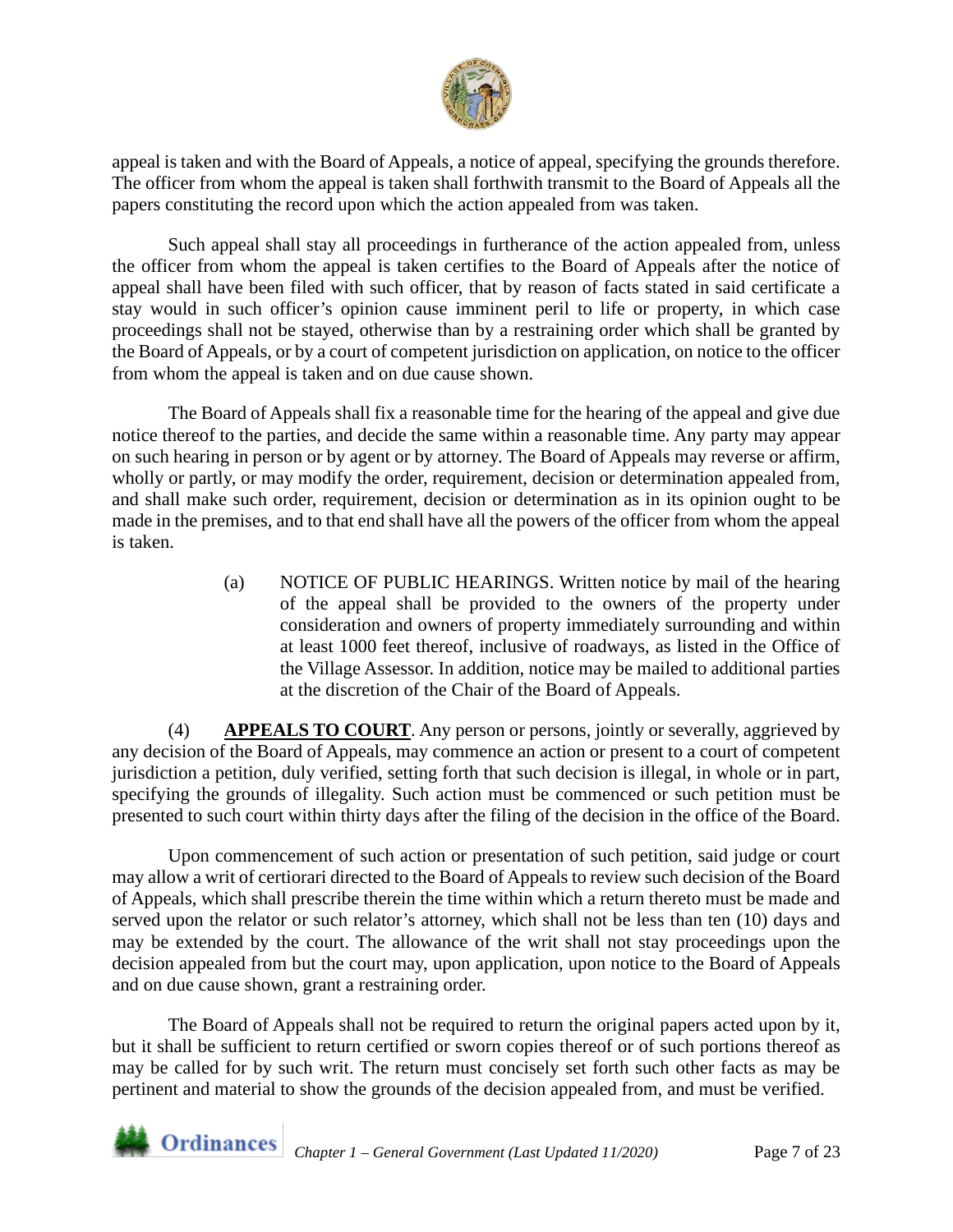appeal is taken and with the Board of Appeals, a notice of appeal, specifying the grounds therefore. The officer from whom the appeal is taken shall forthwith transmit to the Board of Appeals all the papers constituting the record upon which the action appealed from was taken.

Such appeal shall stay all proceedings in furtherance of the action appealed from, unless the officer from whom the appeal is taken certifies to the Board of Appeals after the notice of appeal shall have been filed with such officer, that by reason of facts stated in said certificate a stay would in such officer's opinion cause imminent peril to life or property, in which case proceedings shall not be stayed, otherwise than by a restraining order which shall be granted by the Board of Appeals, or by a court of competent jurisdiction on application, on notice to the officer from whom the appeal is taken and on due cause shown.

The Board of Appeals shall fix a reasonable time for the hearing of the appeal and give due notice thereof to the parties, and decide the same within a reasonable time. Any party may appear on such hearing in person or by agent or by attorney. The Board of Appeals may reverse or affirm, wholly or partly, or may modify the order, requirement, decision or determination appealed from, and shall make such order, requirement, decision or determination as in its opinion ought to be made in the premises, and to that end shall have all the powers of the officer from whom the appeal is taken.

(a) NOTICE OF PUBLIC HEARINGS. Written notice by mail of the hearing of the appeal shall be provided to the owners of the property under consideration and owners of property immediately surrounding and within at least 1000 feet thereof, inclusive of roadways, as listed in the Office of the Village Assessor. In addition, notice may be mailed to additional parties at the discretion of the Chair of the Board of Appeals.

(4) **APPEALS TO COURT**. Any person or persons, jointly or severally, aggrieved by any decision of the Board of Appeals, may commence an action or present to a court of competent jurisdiction a petition, duly verified, setting forth that such decision is illegal, in whole or in part, specifying the grounds of illegality. Such action must be commenced or such petition must be presented to such court within thirty days after the filing of the decision in the office of the Board.

Upon commencement of such action or presentation of such petition, said judge or court may allow a writ of certiorari directed to the Board of Appeals to review such decision of the Board of Appeals, which shall prescribe therein the time within which a return thereto must be made and served upon the relator or such relator's attorney, which shall not be less than ten (10) days and may be extended by the court. The allowance of the writ shall not stay proceedings upon the decision appealed from but the court may, upon application, upon notice to the Board of Appeals and on due cause shown, grant a restraining order.

The Board of Appeals shall not be required to return the original papers acted upon by it, but it shall be sufficient to return certified or sworn copies thereof or of such portions thereof as may be called for by such writ. The return must concisely set forth such other facts as may be pertinent and material to show the grounds of the decision appealed from, and must be verified.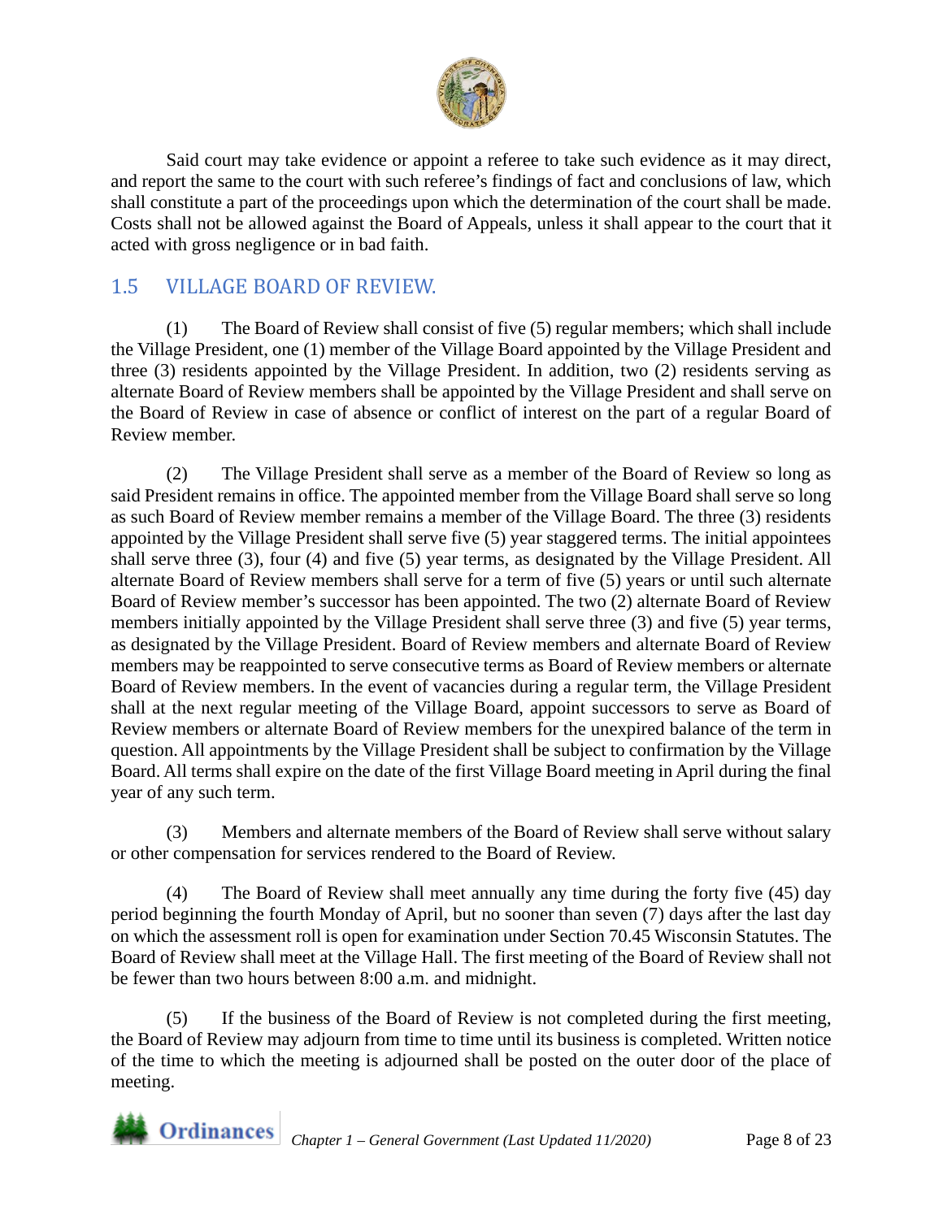Said court may take evidence or appoint a referee to take such evidence as it may direct, and report the same to the court with such referee's findings of fact and conclusions of law, which shall constitute a part of the proceedings upon which the determination of the court shall be made. Costs shall not be allowed against the Board of Appeals, unless it shall appear to the court that it acted with gross negligence or in bad faith.

## 1.5 VILLAGE BOARD OF REVIEW.

(1) The Board of Review shall consist of five (5) regular members; which shall include the Village President, one (1) member of the Village Board appointed by the Village President and three (3) residents appointed by the Village President. In addition, two (2) residents serving as alternate Board of Review members shall be appointed by the Village President and shall serve on the Board of Review in case of absence or conflict of interest on the part of a regular Board of Review member.

(2) The Village President shall serve as a member of the Board of Review so long as said President remains in office. The appointed member from the Village Board shall serve so long as such Board of Review member remains a member of the Village Board. The three (3) residents appointed by the Village President shall serve five (5) year staggered terms. The initial appointees shall serve three (3), four (4) and five (5) year terms, as designated by the Village President. All alternate Board of Review members shall serve for a term of five (5) years or until such alternate Board of Review member's successor has been appointed. The two (2) alternate Board of Review members initially appointed by the Village President shall serve three (3) and five (5) year terms, as designated by the Village President. Board of Review members and alternate Board of Review members may be reappointed to serve consecutive terms as Board of Review members or alternate Board of Review members. In the event of vacancies during a regular term, the Village President shall at the next regular meeting of the Village Board, appoint successors to serve as Board of Review members or alternate Board of Review members for the unexpired balance of the term in question. All appointments by the Village President shall be subject to confirmation by the Village Board. All terms shall expire on the date of the first Village Board meeting in April during the final year of any such term.

(3) Members and alternate members of the Board of Review shall serve without salary or other compensation for services rendered to the Board of Review.

(4) The Board of Review shall meet annually any time during the forty five (45) day period beginning the fourth Monday of April, but no sooner than seven (7) days after the last day on which the assessment roll is open for examination under Section 70.45 Wisconsin Statutes. The Board of Review shall meet at the Village Hall. The first meeting of the Board of Review shall not be fewer than two hours between 8:00 a.m. and midnight.

(5) If the business of the Board of Review is not completed during the first meeting, the Board of Review may adjourn from time to time until its business is completed. Written notice of the time to which the meeting is adjourned shall be posted on the outer door of the place of meeting.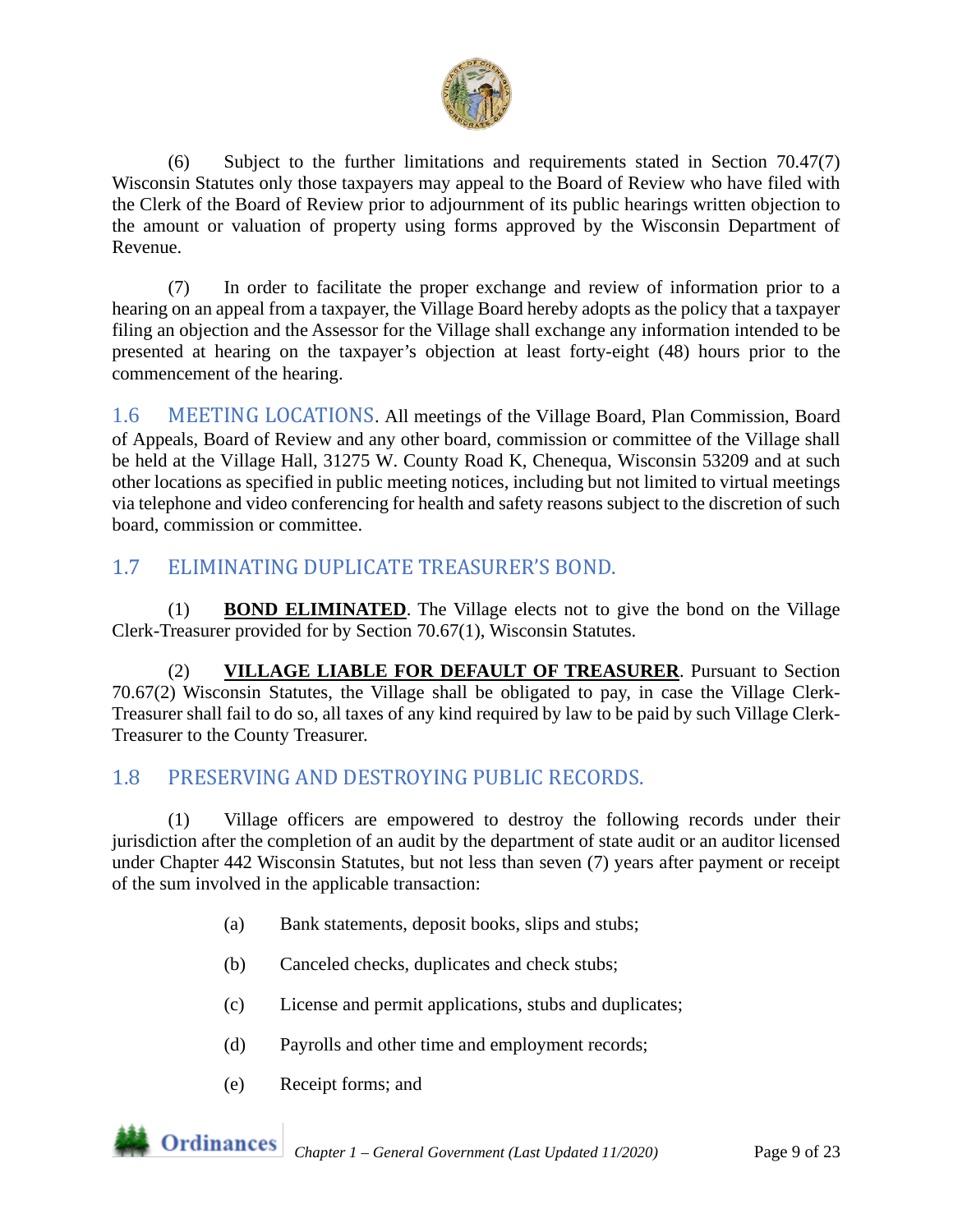(6) Subject to the further limitations and requirements stated in Section 70.47(7) Wisconsin Statutes only those taxpayers may appeal to the Board of Review who have filed with the Clerk of the Board of Review prior to adjournment of its public hearings written objection to the amount or valuation of property using forms approved by the Wisconsin Department of Revenue.

(7) In order to facilitate the proper exchange and review of information prior to a hearing on an appeal from a taxpayer, the Village Board hereby adopts as the policy that a taxpayer filing an objection and the Assessor for the Village shall exchange any information intended to be presented at hearing on the taxpayer's objection at least forty-eight (48) hours prior to the commencement of the hearing.

## 1.6 MEETING LOCATIONS.

All meetings of the Village Board, Plan Commission, Board of Appeals, Board of Review and any other board, commission or committee of the Village shall be held at the Village Hall, 31275 W. County Road K, Chenequa, Wisconsin 53209 and at such other locations as specified in public meeting notices, including but not limited to virtual meetings via telephone and video conferencing for health and safety reasons subject to the discretion of such board, commission or committee.

## 1.7 ELIMINATING DUPLICATE TREASURER'S BOND.

(1) **BOND ELIMINATED**. The Village elects not to give the bond on the Village Clerk-Treasurer provided for by Section 70.67(1), Wisconsin Statutes.

(2) **VILLAGE LIABLE FOR DEFAULT OF TREASURER**. Pursuant to Section 70.67(2) Wisconsin Statutes, the Village shall be obligated to pay, in case the Village Clerk-Treasurer shall fail to do so, all taxes of any kind required by law to be paid by such Village Clerk-Treasurer to the County Treasurer.

## 1.8 PRESERVING AND DESTROYING PUBLIC RECORDS.

(1) Village officers are empowered to destroy the following records under their jurisdiction after the completion of an audit by the department of state audit or an auditor licensed under Chapter 442 Wisconsin Statutes, but not less than seven (7) years after payment or receipt of the sum involved in the applicable transaction:

- (a) Bank statements, deposit books, slips and stubs;
- (b) Canceled checks, duplicates and check stubs;
- (c) License and permit applications, stubs and duplicates;
- (d) Payrolls and other time and employment records;
- (e) Receipt forms; and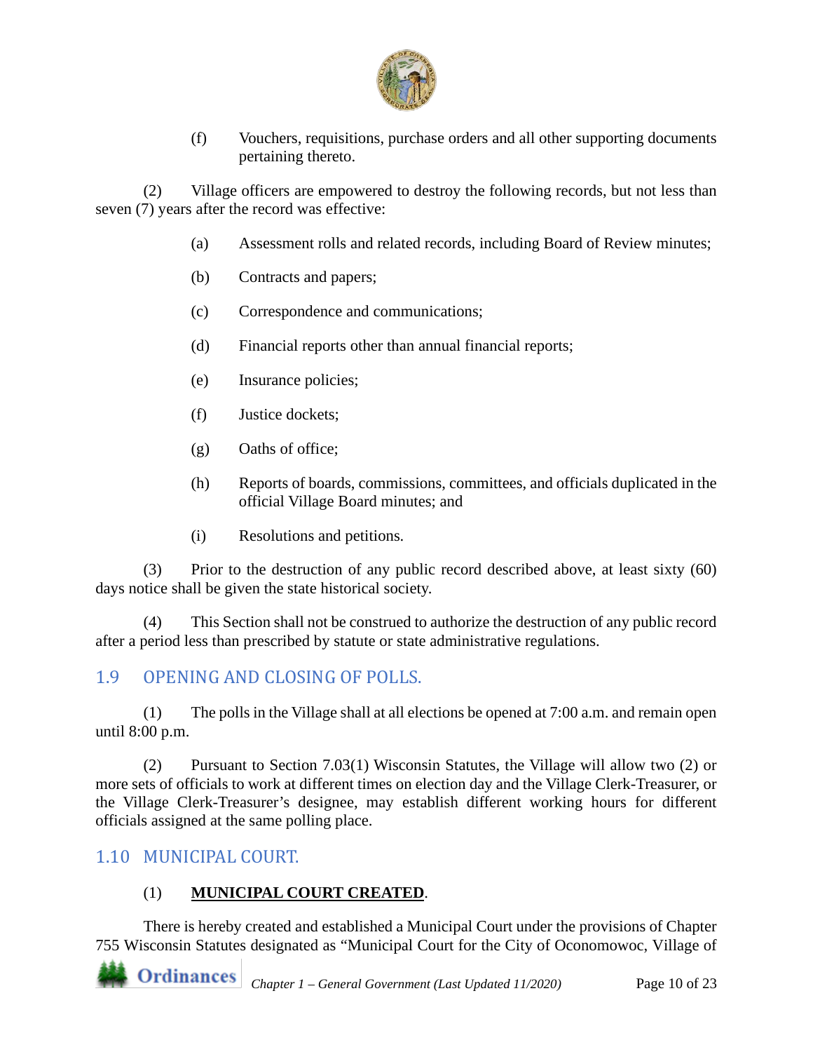(f) Vouchers, requisitions, purchase orders and all other supporting documents pertaining thereto.

(2) Village officers are empowered to destroy the following records, but not less than seven (7) years after the record was effective:

(a) Assessment rolls and related records, including Board of Review minutes;

(b) Contracts and papers;

(c) Correspondence and communications;

(d) Financial reports other than annual financial reports;

(e) Insurance policies;

(f) Justice dockets;

(g) Oaths of office;

(h) Reports of boards, commissions, committees, and officials duplicated in the official Village Board minutes; and

(i) Resolutions and petitions.

(3) Prior to the destruction of any public record described above, at least sixty (60) days notice shall be given the state historical society.

(4) This Section shall not be construed to authorize the destruction of any public record after a period less than prescribed by statute or state administrative regulations.

## 1.9 OPENING AND CLOSING OF POLLS.

(1) The polls in the Village shall at all elections be opened at 7:00 a.m. and remain open until 8:00 p.m.

(2) Pursuant to Section 7.03(1) Wisconsin Statutes, the Village will allow two (2) or more sets of officials to work at different times on election day and the Village Clerk-Treasurer, or the Village Clerk-Treasurer's designee, may establish different working hours for different officials assigned at the same polling place.

## 1.10 MUNICIPAL COURT.

(1) **MUNICIPAL COURT CREATED**.

There is hereby created and established a Municipal Court under the provisions of Chapter 755 Wisconsin Statutes designated as "Municipal Court for the City of Oconomowoc, Village of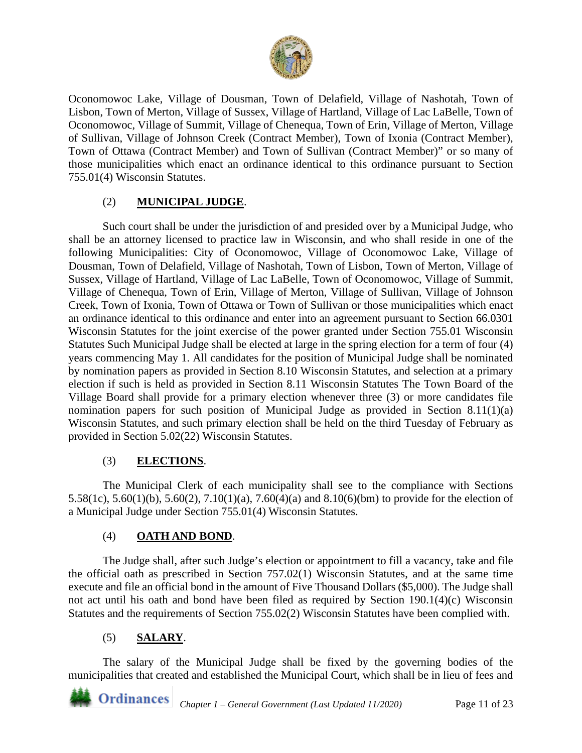Oconomowoc Lake, Village of Dousman, Town of Delafield, Village of Nashotah, Town of Lisbon, Town of Merton, Village of Sussex, Village of Hartland, Village of Lac LaBelle, Town of Oconomowoc, Village of Summit, Village of Chenequa, Town of Erin, Village of Merton, Village of Sullivan, Village of Johnson Creek (Contract Member), Town of Ixonia (Contract Member), Town of Ottawa (Contract Member) and Town of Sullivan (Contract Member)" or so many of those municipalities which enact an ordinance identical to this ordinance pursuant to Section 755.01(4) Wisconsin Statutes.

(2) **MUNICIPAL JUDGE**.

Such court shall be under the jurisdiction of and presided over by a Municipal Judge, who shall be an attorney licensed to practice law in Wisconsin, and who shall reside in one of the following Municipalities: City of Oconomowoc, Village of Oconomowoc Lake, Village of Dousman, Town of Delafield, Village of Nashotah, Town of Lisbon, Town of Merton, Village of Sussex, Village of Hartland, Village of Lac LaBelle, Town of Oconomowoc, Village of Summit, Village of Chenequa, Town of Erin, Village of Merton, Village of Sullivan, Village of Johnson Creek, Town of Ixonia, Town of Ottawa or Town of Sullivan or those municipalities which enact an ordinance identical to this ordinance and enter into an agreement pursuant to Section 66.0301 Wisconsin Statutes for the joint exercise of the power granted under Section 755.01 Wisconsin Statutes Such Municipal Judge shall be elected at large in the spring election for a term of four (4) years commencing May 1. All candidates for the position of Municipal Judge shall be nominated by nomination papers as provided in Section 8.10 Wisconsin Statutes, and selection at a primary election if such is held as provided in Section 8.11 Wisconsin Statutes The Town Board of the Village Board shall provide for a primary election whenever three (3) or more candidates file nomination papers for such position of Municipal Judge as provided in Section 8.11(1)(a) Wisconsin Statutes, and such primary election shall be held on the third Tuesday of February as provided in Section 5.02(22) Wisconsin Statutes.

(3) **ELECTIONS**.

The Municipal Clerk of each municipality shall see to the compliance with Sections 5.58(1c), 5.60(1)(b), 5.60(2), 7.10(1)(a), 7.60(4)(a) and 8.10(6)(bm) to provide for the election of a Municipal Judge under Section 755.01(4) Wisconsin Statutes.

(4) **OATH AND BOND**.

The Judge shall, after such Judge's election or appointment to fill a vacancy, take and file the official oath as prescribed in Section 757.02(1) Wisconsin Statutes, and at the same time execute and file an official bond in the amount of Five Thousand Dollars ($5,000). The Judge shall not act until his oath and bond have been filed as required by Section 190.1(4)(c) Wisconsin Statutes and the requirements of Section 755.02(2) Wisconsin Statutes have been complied with.

(5) **SALARY**.

The salary of the Municipal Judge shall be fixed by the governing bodies of the municipalities that created and established the Municipal Court, which shall be in lieu of fees and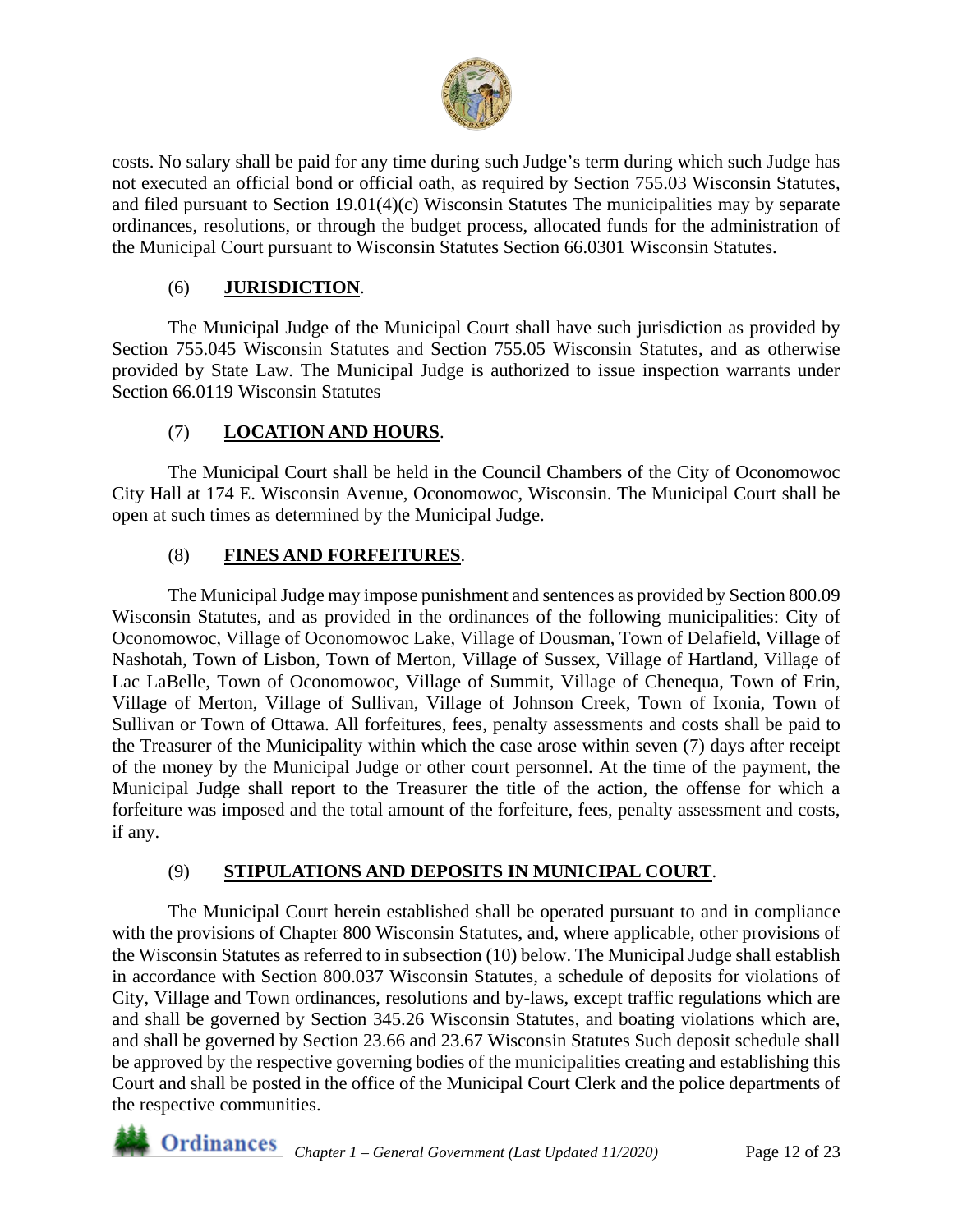costs. No salary shall be paid for any time during such Judge's term during which such Judge has not executed an official bond or official oath, as required by Section 755.03 Wisconsin Statutes, and filed pursuant to Section 19.01(4)(c) Wisconsin Statutes The municipalities may by separate ordinances, resolutions, or through the budget process, allocated funds for the administration of the Municipal Court pursuant to Wisconsin Statutes Section 66.0301 Wisconsin Statutes.

(6) **JURISDICTION**.

The Municipal Judge of the Municipal Court shall have such jurisdiction as provided by Section 755.045 Wisconsin Statutes and Section 755.05 Wisconsin Statutes, and as otherwise provided by State Law. The Municipal Judge is authorized to issue inspection warrants under Section 66.0119 Wisconsin Statutes

(7) **LOCATION AND HOURS**.

The Municipal Court shall be held in the Council Chambers of the City of Oconomowoc City Hall at 174 E. Wisconsin Avenue, Oconomowoc, Wisconsin. The Municipal Court shall be open at such times as determined by the Municipal Judge.

(8) **FINES AND FORFEITURES**.

The Municipal Judge may impose punishment and sentences as provided by Section 800.09 Wisconsin Statutes, and as provided in the ordinances of the following municipalities: City of Oconomowoc, Village of Oconomowoc Lake, Village of Dousman, Town of Delafield, Village of Nashotah, Town of Lisbon, Town of Merton, Village of Sussex, Village of Hartland, Village of Lac LaBelle, Town of Oconomowoc, Village of Summit, Village of Chenequa, Town of Erin, Village of Merton, Village of Sullivan, Village of Johnson Creek, Town of Ixonia, Town of Sullivan or Town of Ottawa. All forfeitures, fees, penalty assessments and costs shall be paid to the Treasurer of the Municipality within which the case arose within seven (7) days after receipt of the money by the Municipal Judge or other court personnel. At the time of the payment, the Municipal Judge shall report to the Treasurer the title of the action, the offense for which a forfeiture was imposed and the total amount of the forfeiture, fees, penalty assessment and costs, if any.

(9) **STIPULATIONS AND DEPOSITS IN MUNICIPAL COURT**.

The Municipal Court herein established shall be operated pursuant to and in compliance with the provisions of Chapter 800 Wisconsin Statutes, and, where applicable, other provisions of the Wisconsin Statutes as referred to in subsection (10) below. The Municipal Judge shall establish in accordance with Section 800.037 Wisconsin Statutes, a schedule of deposits for violations of City, Village and Town ordinances, resolutions and by-laws, except traffic regulations which are and shall be governed by Section 345.26 Wisconsin Statutes, and boating violations which are, and shall be governed by Section 23.66 and 23.67 Wisconsin Statutes Such deposit schedule shall be approved by the respective governing bodies of the municipalities creating and establishing this Court and shall be posted in the office of the Municipal Court Clerk and the police departments of the respective communities.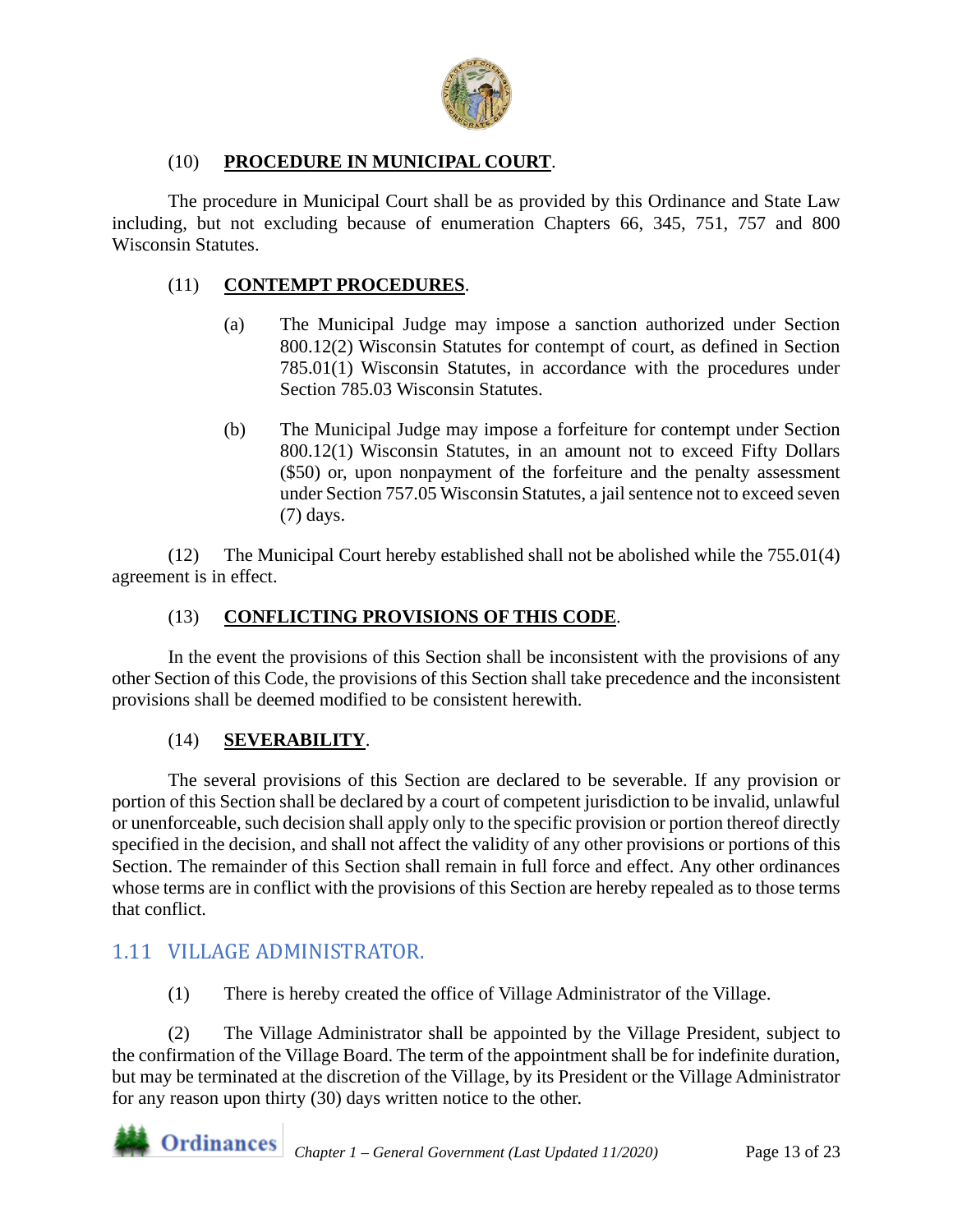(10) **PROCEDURE IN MUNICIPAL COURT**.

The procedure in Municipal Court shall be as provided by this Ordinance and State Law including, but not excluding because of enumeration Chapters 66, 345, 751, 757 and 800 Wisconsin Statutes.

(11) **CONTEMPT PROCEDURES**.

(a) The Municipal Judge may impose a sanction authorized under Section 800.12(2) Wisconsin Statutes for contempt of court, as defined in Section 785.01(1) Wisconsin Statutes, in accordance with the procedures under Section 785.03 Wisconsin Statutes.

(b) The Municipal Judge may impose a forfeiture for contempt under Section 800.12(1) Wisconsin Statutes, in an amount not to exceed Fifty Dollars ($50) or, upon nonpayment of the forfeiture and the penalty assessment under Section 757.05 Wisconsin Statutes, a jail sentence not to exceed seven (7) days.

(12) The Municipal Court hereby established shall not be abolished while the 755.01(4) agreement is in effect.

(13) **CONFLICTING PROVISIONS OF THIS CODE**.

In the event the provisions of this Section shall be inconsistent with the provisions of any other Section of this Code, the provisions of this Section shall take precedence and the inconsistent provisions shall be deemed modified to be consistent herewith.

(14) **SEVERABILITY**.

The several provisions of this Section are declared to be severable. If any provision or portion of this Section shall be declared by a court of competent jurisdiction to be invalid, unlawful or unenforceable, such decision shall apply only to the specific provision or portion thereof directly specified in the decision, and shall not affect the validity of any other provisions or portions of this Section. The remainder of this Section shall remain in full force and effect. Any other ordinances whose terms are in conflict with the provisions of this Section are hereby repealed as to those terms that conflict.

## 1.11 VILLAGE ADMINISTRATOR.

(1) There is hereby created the office of Village Administrator of the Village.

(2) The Village Administrator shall be appointed by the Village President, subject to the confirmation of the Village Board. The term of the appointment shall be for indefinite duration, but may be terminated at the discretion of the Village, by its President or the Village Administrator for any reason upon thirty (30) days written notice to the other.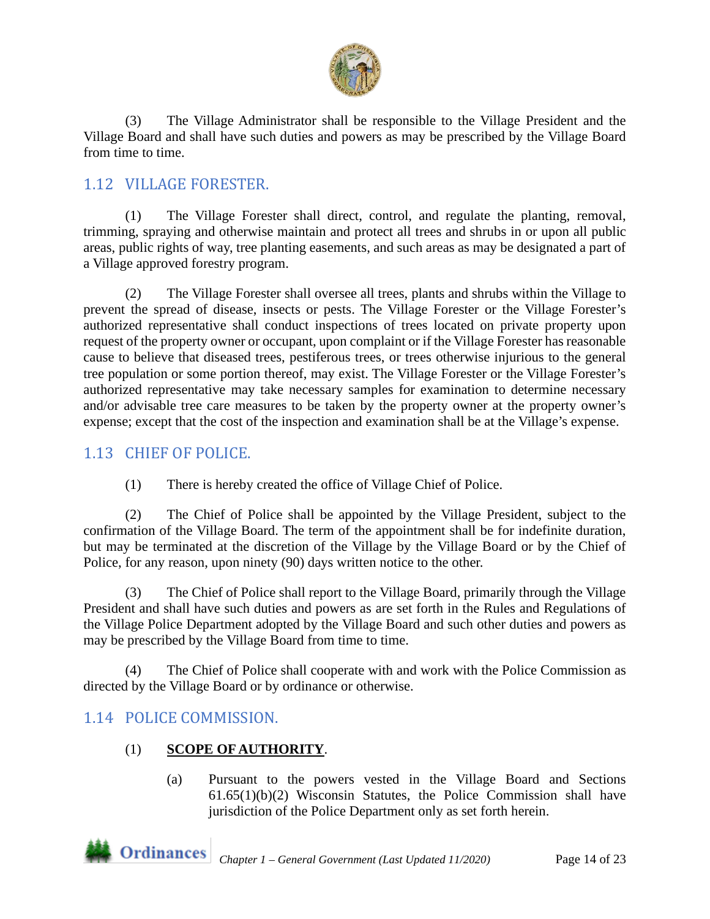(3) The Village Administrator shall be responsible to the Village President and the Village Board and shall have such duties and powers as may be prescribed by the Village Board from time to time.

## 1.12 VILLAGE FORESTER.

(1) The Village Forester shall direct, control, and regulate the planting, removal, trimming, spraying and otherwise maintain and protect all trees and shrubs in or upon all public areas, public rights of way, tree planting easements, and such areas as may be designated a part of a Village approved forestry program.

(2) The Village Forester shall oversee all trees, plants and shrubs within the Village to prevent the spread of disease, insects or pests. The Village Forester or the Village Forester's authorized representative shall conduct inspections of trees located on private property upon request of the property owner or occupant, upon complaint or if the Village Forester has reasonable cause to believe that diseased trees, pestiferous trees, or trees otherwise injurious to the general tree population or some portion thereof, may exist. The Village Forester or the Village Forester's authorized representative may take necessary samples for examination to determine necessary and/or advisable tree care measures to be taken by the property owner at the property owner's expense; except that the cost of the inspection and examination shall be at the Village's expense.

## 1.13 CHIEF OF POLICE.

(1) There is hereby created the office of Village Chief of Police.

(2) The Chief of Police shall be appointed by the Village President, subject to the confirmation of the Village Board. The term of the appointment shall be for indefinite duration, but may be terminated at the discretion of the Village by the Village Board or by the Chief of Police, for any reason, upon ninety (90) days written notice to the other.

(3) The Chief of Police shall report to the Village Board, primarily through the Village President and shall have such duties and powers as are set forth in the Rules and Regulations of the Village Police Department adopted by the Village Board and such other duties and powers as may be prescribed by the Village Board from time to time.

(4) The Chief of Police shall cooperate with and work with the Police Commission as directed by the Village Board or by ordinance or otherwise.

## 1.14 POLICE COMMISSION.

(1) **SCOPE OF AUTHORITY**.

(a) Pursuant to the powers vested in the Village Board and Sections 61.65(1)(b)(2) Wisconsin Statutes, the Police Commission shall have jurisdiction of the Police Department only as set forth herein.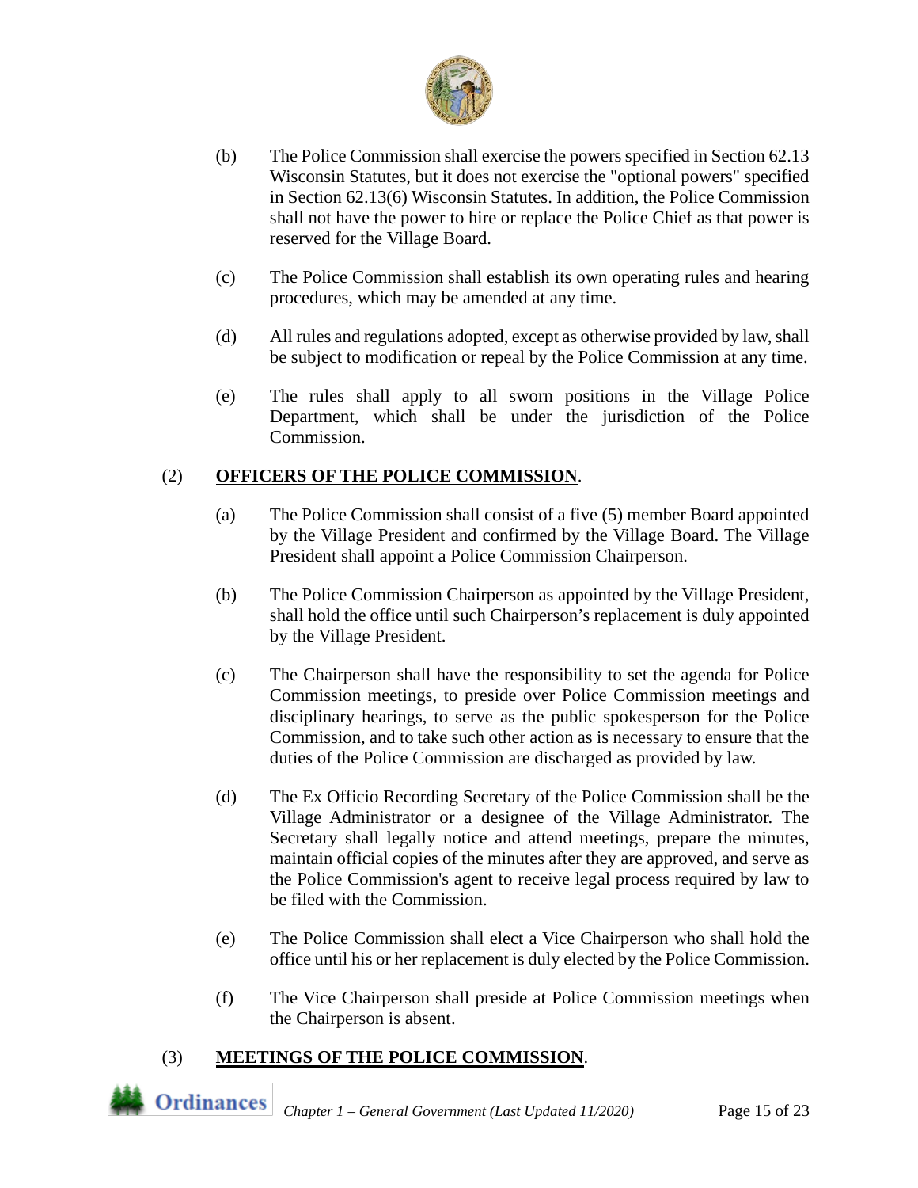(b) The Police Commission shall exercise the powers specified in Section 62.13 Wisconsin Statutes, but it does not exercise the "optional powers" specified in Section 62.13(6) Wisconsin Statutes. In addition, the Police Commission shall not have the power to hire or replace the Police Chief as that power is reserved for the Village Board.

(c) The Police Commission shall establish its own operating rules and hearing procedures, which may be amended at any time.

(d) All rules and regulations adopted, except as otherwise provided by law, shall be subject to modification or repeal by the Police Commission at any time.

(e) The rules shall apply to all sworn positions in the Village Police Department, which shall be under the jurisdiction of the Police Commission.

(2) **OFFICERS OF THE POLICE COMMISSION**.

(a) The Police Commission shall consist of a five (5) member Board appointed by the Village President and confirmed by the Village Board. The Village President shall appoint a Police Commission Chairperson.

(b) The Police Commission Chairperson as appointed by the Village President, shall hold the office until such Chairperson's replacement is duly appointed by the Village President.

(c) The Chairperson shall have the responsibility to set the agenda for Police Commission meetings, to preside over Police Commission meetings and disciplinary hearings, to serve as the public spokesperson for the Police Commission, and to take such other action as is necessary to ensure that the duties of the Police Commission are discharged as provided by law.

(d) The Ex Officio Recording Secretary of the Police Commission shall be the Village Administrator or a designee of the Village Administrator. The Secretary shall legally notice and attend meetings, prepare the minutes, maintain official copies of the minutes after they are approved, and serve as the Police Commission's agent to receive legal process required by law to be filed with the Commission.

(e) The Police Commission shall elect a Vice Chairperson who shall hold the office until his or her replacement is duly elected by the Police Commission.

(f) The Vice Chairperson shall preside at Police Commission meetings when the Chairperson is absent.

(3) **MEETINGS OF THE POLICE COMMISSION**.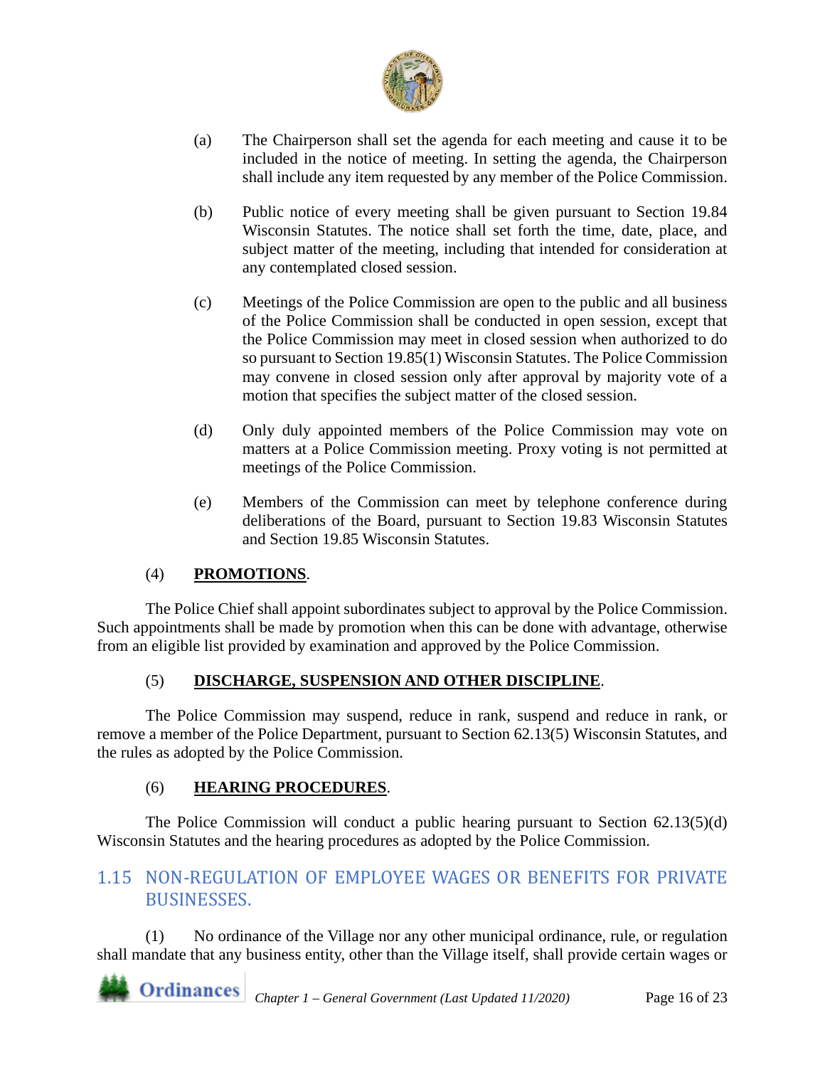(a) The Chairperson shall set the agenda for each meeting and cause it to be included in the notice of meeting. In setting the agenda, the Chairperson shall include any item requested by any member of the Police Commission.

(b) Public notice of every meeting shall be given pursuant to Section 19.84 Wisconsin Statutes. The notice shall set forth the time, date, place, and subject matter of the meeting, including that intended for consideration at any contemplated closed session.

(c) Meetings of the Police Commission are open to the public and all business of the Police Commission shall be conducted in open session, except that the Police Commission may meet in closed session when authorized to do so pursuant to Section 19.85(1) Wisconsin Statutes. The Police Commission may convene in closed session only after approval by majority vote of a motion that specifies the subject matter of the closed session.

(d) Only duly appointed members of the Police Commission may vote on matters at a Police Commission meeting. Proxy voting is not permitted at meetings of the Police Commission.

(e) Members of the Commission can meet by telephone conference during deliberations of the Board, pursuant to Section 19.83 Wisconsin Statutes and Section 19.85 Wisconsin Statutes.

(4) **PROMOTIONS**.

The Police Chief shall appoint subordinates subject to approval by the Police Commission. Such appointments shall be made by promotion when this can be done with advantage, otherwise from an eligible list provided by examination and approved by the Police Commission.

(5) **DISCHARGE, SUSPENSION AND OTHER DISCIPLINE**.

The Police Commission may suspend, reduce in rank, suspend and reduce in rank, or remove a member of the Police Department, pursuant to Section 62.13(5) Wisconsin Statutes, and the rules as adopted by the Police Commission.

(6) **HEARING PROCEDURES**.

The Police Commission will conduct a public hearing pursuant to Section 62.13(5)(d) Wisconsin Statutes and the hearing procedures as adopted by the Police Commission.

## 1.15 NON-REGULATION OF EMPLOYEE WAGES OR BENEFITS FOR PRIVATE BUSINESSES.

(1) No ordinance of the Village nor any other municipal ordinance, rule, or regulation shall mandate that any business entity, other than the Village itself, shall provide certain wages or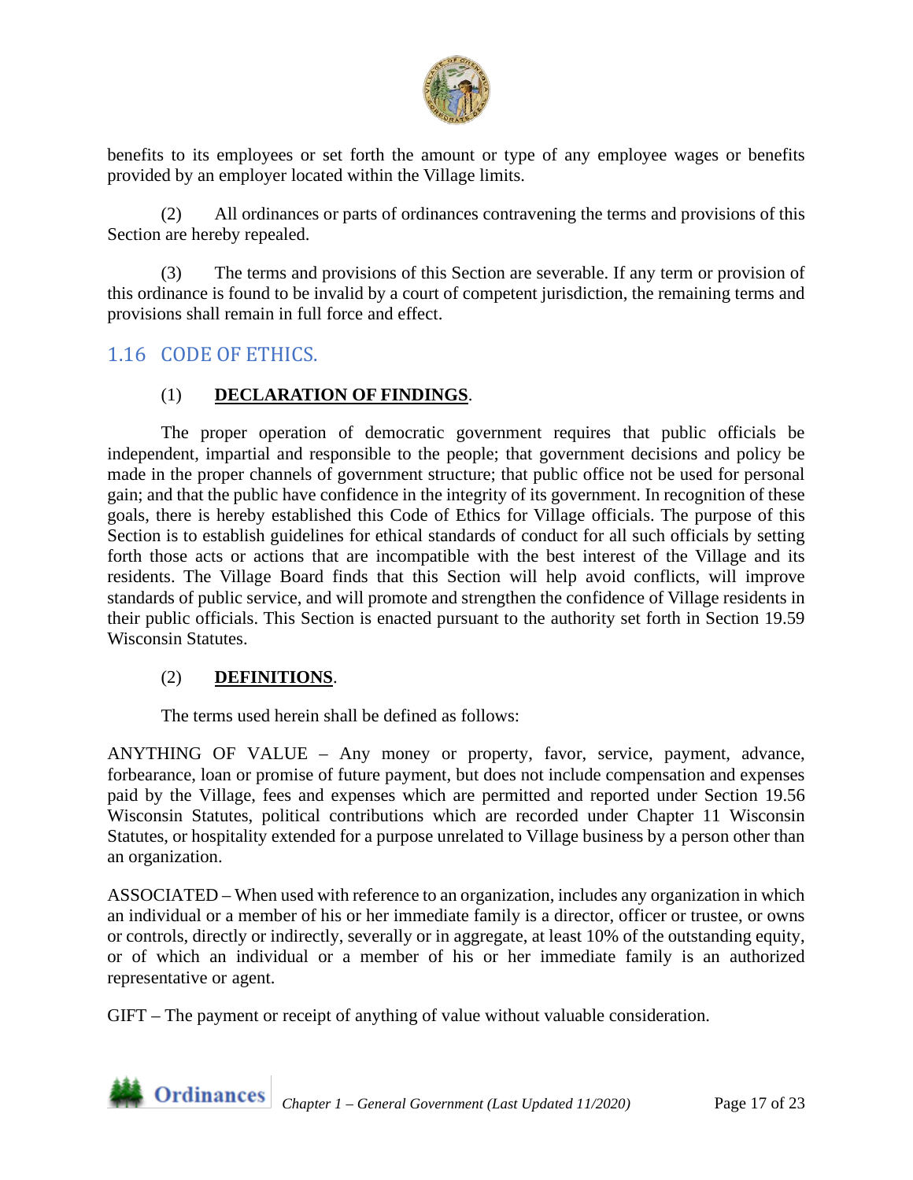benefits to its employees or set forth the amount or type of any employee wages or benefits provided by an employer located within the Village limits.

(2) All ordinances or parts of ordinances contravening the terms and provisions of this Section are hereby repealed.

(3) The terms and provisions of this Section are severable. If any term or provision of this ordinance is found to be invalid by a court of competent jurisdiction, the remaining terms and provisions shall remain in full force and effect.

## 1.16 CODE OF ETHICS.

(1) **DECLARATION OF FINDINGS**.

The proper operation of democratic government requires that public officials be independent, impartial and responsible to the people; that government decisions and policy be made in the proper channels of government structure; that public office not be used for personal gain; and that the public have confidence in the integrity of its government. In recognition of these goals, there is hereby established this Code of Ethics for Village officials. The purpose of this Section is to establish guidelines for ethical standards of conduct for all such officials by setting forth those acts or actions that are incompatible with the best interest of the Village and its residents. The Village Board finds that this Section will help avoid conflicts, will improve standards of public service, and will promote and strengthen the confidence of Village residents in their public officials. This Section is enacted pursuant to the authority set forth in Section 19.59 Wisconsin Statutes.

(2) **DEFINITIONS**.

The terms used herein shall be defined as follows:

ANYTHING OF VALUE – Any money or property, favor, service, payment, advance, forbearance, loan or promise of future payment, but does not include compensation and expenses paid by the Village, fees and expenses which are permitted and reported under Section 19.56 Wisconsin Statutes, political contributions which are recorded under Chapter 11 Wisconsin Statutes, or hospitality extended for a purpose unrelated to Village business by a person other than an organization.

ASSOCIATED – When used with reference to an organization, includes any organization in which an individual or a member of his or her immediate family is a director, officer or trustee, or owns or controls, directly or indirectly, severally or in aggregate, at least 10% of the outstanding equity, or of which an individual or a member of his or her immediate family is an authorized representative or agent.

GIFT – The payment or receipt of anything of value without valuable consideration.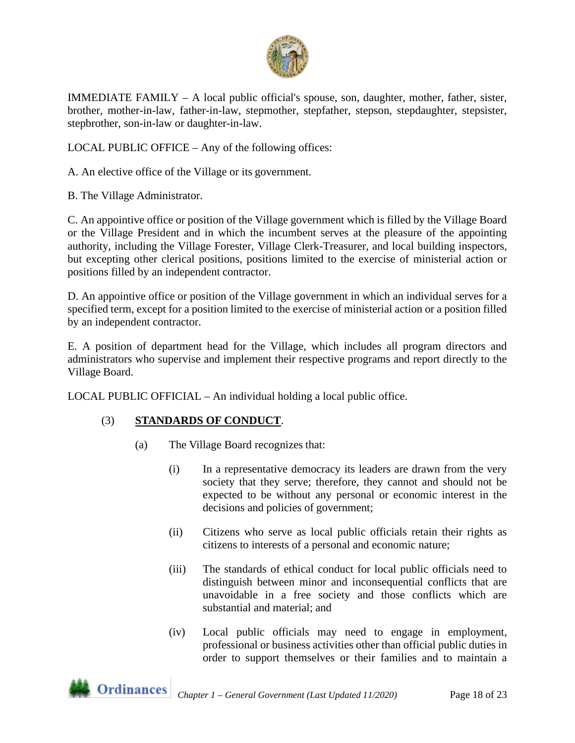IMMEDIATE FAMILY – A local public official's spouse, son, daughter, mother, father, sister, brother, mother-in-law, father-in-law, stepmother, stepfather, stepson, stepdaughter, stepsister, stepbrother, son-in-law or daughter-in-law.

LOCAL PUBLIC OFFICE – Any of the following offices:

A. An elective office of the Village or its government.

B. The Village Administrator.

C. An appointive office or position of the Village government which is filled by the Village Board or the Village President and in which the incumbent serves at the pleasure of the appointing authority, including the Village Forester, Village Clerk-Treasurer, and local building inspectors, but excepting other clerical positions, positions limited to the exercise of ministerial action or positions filled by an independent contractor.

D. An appointive office or position of the Village government in which an individual serves for a specified term, except for a position limited to the exercise of ministerial action or a position filled by an independent contractor.

E. A position of department head for the Village, which includes all program directors and administrators who supervise and implement their respective programs and report directly to the Village Board.

LOCAL PUBLIC OFFICIAL – An individual holding a local public office.

(3) **STANDARDS OF CONDUCT**.

(a) The Village Board recognizes that:

(i) In a representative democracy its leaders are drawn from the very society that they serve; therefore, they cannot and should not be expected to be without any personal or economic interest in the decisions and policies of government;

(ii) Citizens who serve as local public officials retain their rights as citizens to interests of a personal and economic nature;

(iii) The standards of ethical conduct for local public officials need to distinguish between minor and inconsequential conflicts that are unavoidable in a free society and those conflicts which are substantial and material; and

(iv) Local public officials may need to engage in employment, professional or business activities other than official public duties in order to support themselves or their families and to maintain a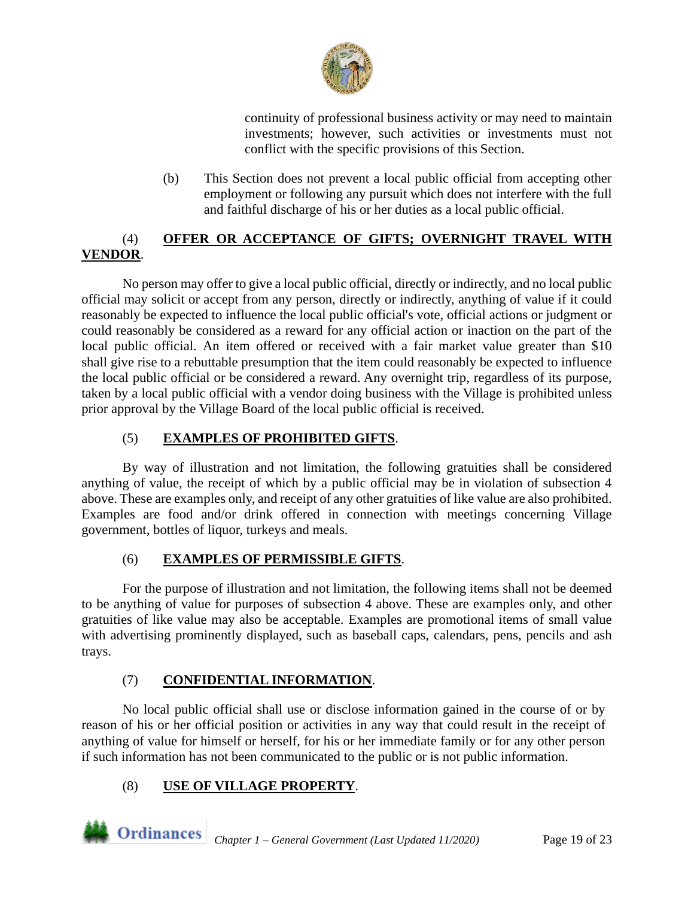continuity of professional business activity or may need to maintain investments; however, such activities or investments must not conflict with the specific provisions of this Section.

(b) This Section does not prevent a local public official from accepting other employment or following any pursuit which does not interfere with the full and faithful discharge of his or her duties as a local public official.

(4) **OFFER OR ACCEPTANCE OF GIFTS; OVERNIGHT TRAVEL WITH VENDOR**.

No person may offer to give a local public official, directly or indirectly, and no local public official may solicit or accept from any person, directly or indirectly, anything of value if it could reasonably be expected to influence the local public official's vote, official actions or judgment or could reasonably be considered as a reward for any official action or inaction on the part of the local public official. An item offered or received with a fair market value greater than $10 shall give rise to a rebuttable presumption that the item could reasonably be expected to influence the local public official or be considered a reward. Any overnight trip, regardless of its purpose, taken by a local public official with a vendor doing business with the Village is prohibited unless prior approval by the Village Board of the local public official is received.

(5) **EXAMPLES OF PROHIBITED GIFTS**.

By way of illustration and not limitation, the following gratuities shall be considered anything of value, the receipt of which by a public official may be in violation of subsection 4 above. These are examples only, and receipt of any other gratuities of like value are also prohibited. Examples are food and/or drink offered in connection with meetings concerning Village government, bottles of liquor, turkeys and meals.

(6) **EXAMPLES OF PERMISSIBLE GIFTS**.

For the purpose of illustration and not limitation, the following items shall not be deemed to be anything of value for purposes of subsection 4 above. These are examples only, and other gratuities of like value may also be acceptable. Examples are promotional items of small value with advertising prominently displayed, such as baseball caps, calendars, pens, pencils and ash trays.

(7) **CONFIDENTIAL INFORMATION**.

No local public official shall use or disclose information gained in the course of or by reason of his or her official position or activities in any way that could result in the receipt of anything of value for himself or herself, for his or her immediate family or for any other person if such information has not been communicated to the public or is not public information.

(8) **USE OF VILLAGE PROPERTY**.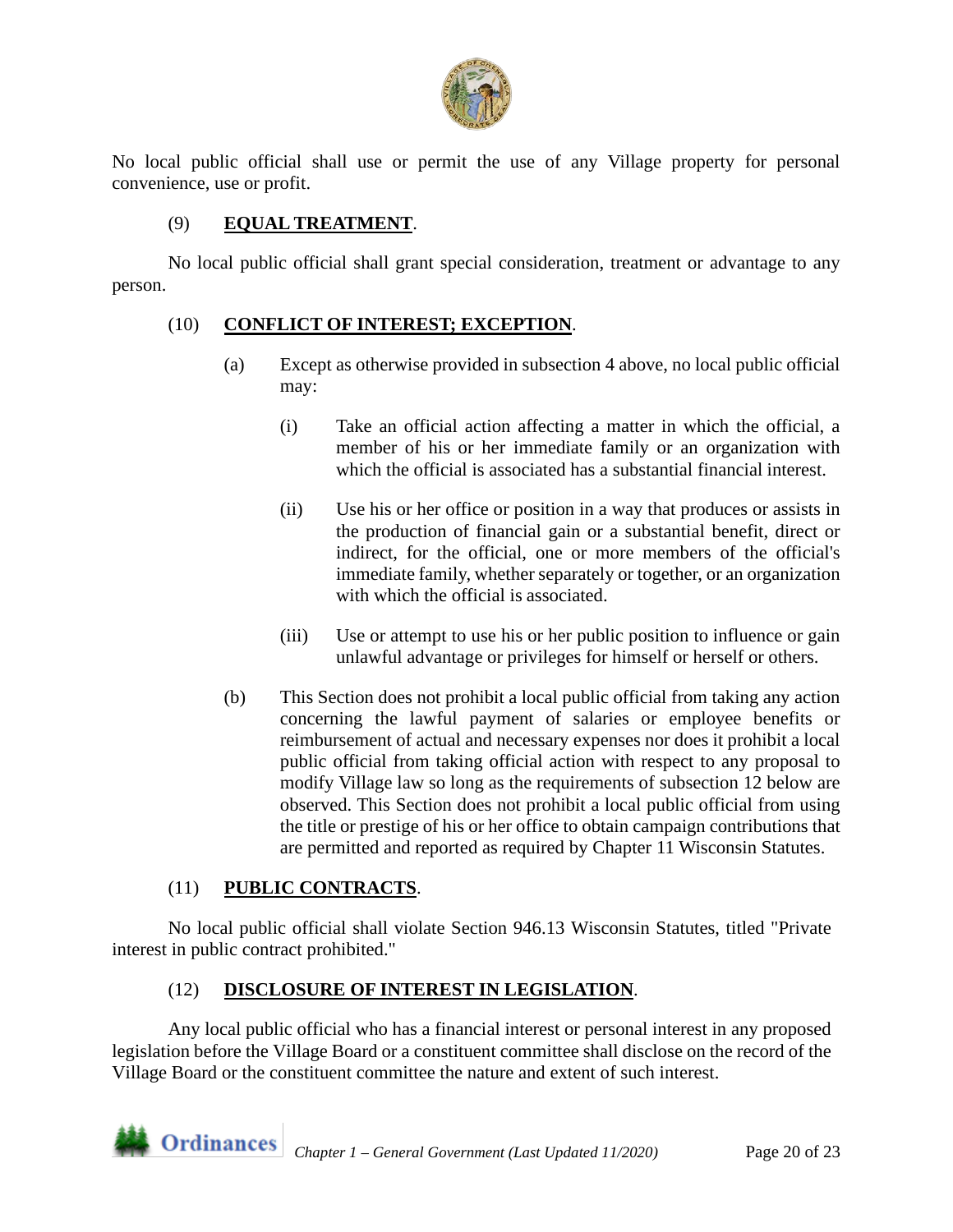No local public official shall use or permit the use of any Village property for personal convenience, use or profit.

(9) **EQUAL TREATMENT**.

No local public official shall grant special consideration, treatment or advantage to any person.

(10) **CONFLICT OF INTEREST; EXCEPTION**.

(a) Except as otherwise provided in subsection 4 above, no local public official may:

(i) Take an official action affecting a matter in which the official, a member of his or her immediate family or an organization with which the official is associated has a substantial financial interest.

(ii) Use his or her office or position in a way that produces or assists in the production of financial gain or a substantial benefit, direct or indirect, for the official, one or more members of the official's immediate family, whether separately or together, or an organization with which the official is associated.

(iii) Use or attempt to use his or her public position to influence or gain unlawful advantage or privileges for himself or herself or others.

(b) This Section does not prohibit a local public official from taking any action concerning the lawful payment of salaries or employee benefits or reimbursement of actual and necessary expenses nor does it prohibit a local public official from taking official action with respect to any proposal to modify Village law so long as the requirements of subsection 12 below are observed. This Section does not prohibit a local public official from using the title or prestige of his or her office to obtain campaign contributions that are permitted and reported as required by Chapter 11 Wisconsin Statutes.

(11) **PUBLIC CONTRACTS**.

No local public official shall violate Section 946.13 Wisconsin Statutes, titled "Private interest in public contract prohibited."

(12) **DISCLOSURE OF INTEREST IN LEGISLATION**.

Any local public official who has a financial interest or personal interest in any proposed legislation before the Village Board or a constituent committee shall disclose on the record of the Village Board or the constituent committee the nature and extent of such interest.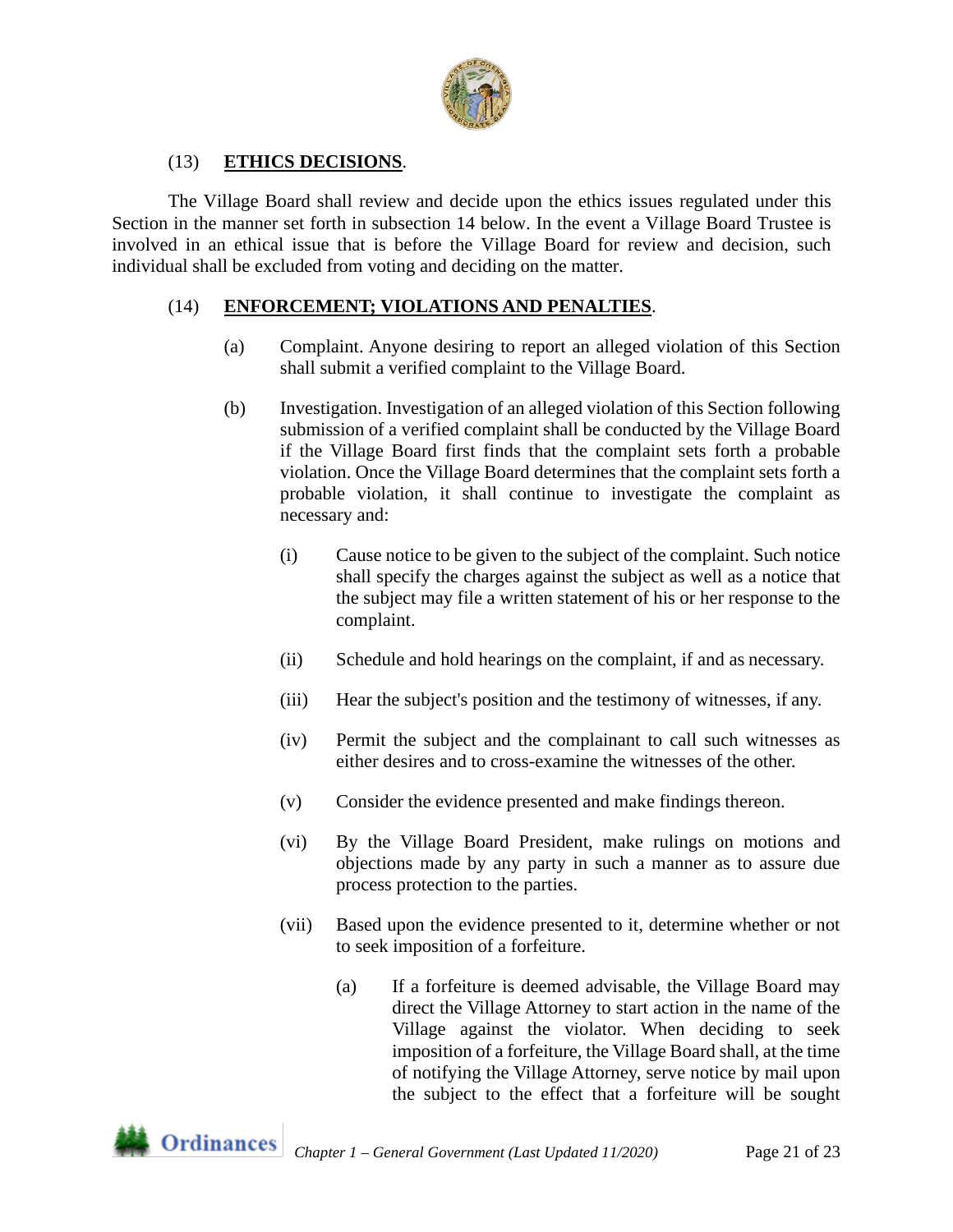(13) **ETHICS DECISIONS**.

The Village Board shall review and decide upon the ethics issues regulated under this Section in the manner set forth in subsection 14 below. In the event a Village Board Trustee is involved in an ethical issue that is before the Village Board for review and decision, such individual shall be excluded from voting and deciding on the matter.

(14) **ENFORCEMENT; VIOLATIONS AND PENALTIES**.

(a) Complaint. Anyone desiring to report an alleged violation of this Section shall submit a verified complaint to the Village Board.

(b) Investigation. Investigation of an alleged violation of this Section following submission of a verified complaint shall be conducted by the Village Board if the Village Board first finds that the complaint sets forth a probable violation. Once the Village Board determines that the complaint sets forth a probable violation, it shall continue to investigate the complaint as necessary and:

(i) Cause notice to be given to the subject of the complaint. Such notice shall specify the charges against the subject as well as a notice that the subject may file a written statement of his or her response to the complaint.

(ii) Schedule and hold hearings on the complaint, if and as necessary.

(iii) Hear the subject's position and the testimony of witnesses, if any.

(iv) Permit the subject and the complainant to call such witnesses as either desires and to cross-examine the witnesses of the other.

(v) Consider the evidence presented and make findings thereon.

(vi) By the Village Board President, make rulings on motions and objections made by any party in such a manner as to assure due process protection to the parties.

(vii) Based upon the evidence presented to it, determine whether or not to seek imposition of a forfeiture.

(a) If a forfeiture is deemed advisable, the Village Board may direct the Village Attorney to start action in the name of the Village against the violator. When deciding to seek imposition of a forfeiture, the Village Board shall, at the time of notifying the Village Attorney, serve notice by mail upon the subject to the effect that a forfeiture will be sought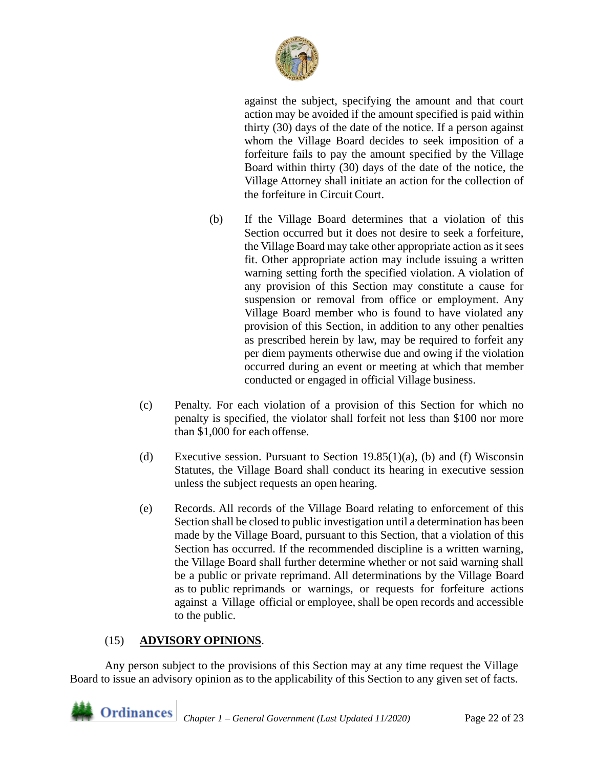against the subject, specifying the amount and that court action may be avoided if the amount specified is paid within thirty (30) days of the date of the notice. If a person against whom the Village Board decides to seek imposition of a forfeiture fails to pay the amount specified by the Village Board within thirty (30) days of the date of the notice, the Village Attorney shall initiate an action for the collection of the forfeiture in Circuit Court.

(b) If the Village Board determines that a violation of this Section occurred but it does not desire to seek a forfeiture, the Village Board may take other appropriate action as it sees fit. Other appropriate action may include issuing a written warning setting forth the specified violation. A violation of any provision of this Section may constitute a cause for suspension or removal from office or employment. Any Village Board member who is found to have violated any provision of this Section, in addition to any other penalties as prescribed herein by law, may be required to forfeit any per diem payments otherwise due and owing if the violation occurred during an event or meeting at which that member conducted or engaged in official Village business.

(c) Penalty. For each violation of a provision of this Section for which no penalty is specified, the violator shall forfeit not less than $100 nor more than $1,000 for each offense.

(d) Executive session. Pursuant to Section 19.85(1)(a), (b) and (f) Wisconsin Statutes, the Village Board shall conduct its hearing in executive session unless the subject requests an open hearing.

(e) Records. All records of the Village Board relating to enforcement of this Section shall be closed to public investigation until a determination has been made by the Village Board, pursuant to this Section, that a violation of this Section has occurred. If the recommended discipline is a written warning, the Village Board shall further determine whether or not said warning shall be a public or private reprimand. All determinations by the Village Board as to public reprimands or warnings, or requests for forfeiture actions against a Village official or employee, shall be open records and accessible to the public.

(15) **ADVISORY OPINIONS**.

Any person subject to the provisions of this Section may at any time request the Village Board to issue an advisory opinion as to the applicability of this Section to any given set of facts.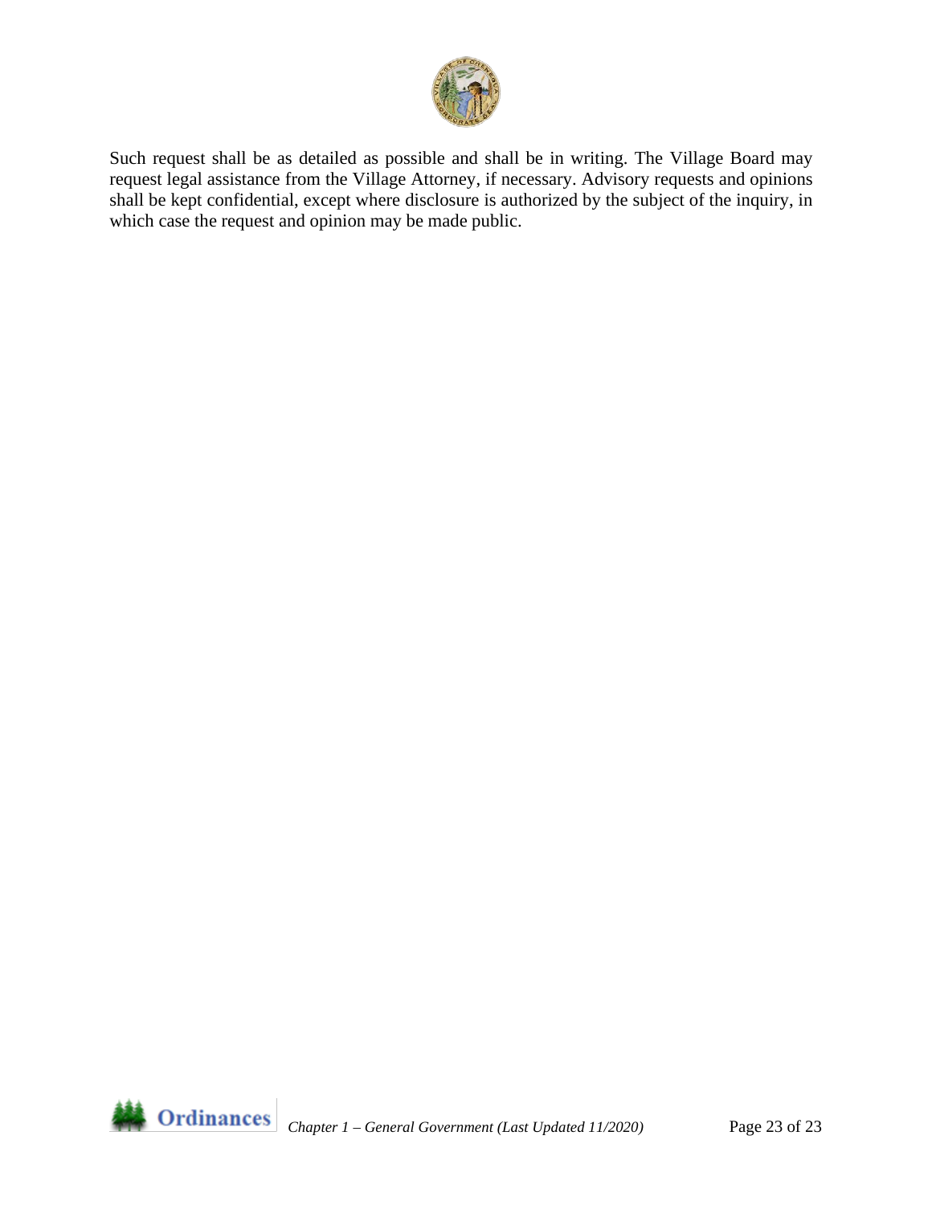Such request shall be as detailed as possible and shall be in writing. The Village Board may request legal assistance from the Village Attorney, if necessary. Advisory requests and opinions shall be kept confidential, except where disclosure is authorized by the subject of the inquiry, in which case the request and opinion may be made public.